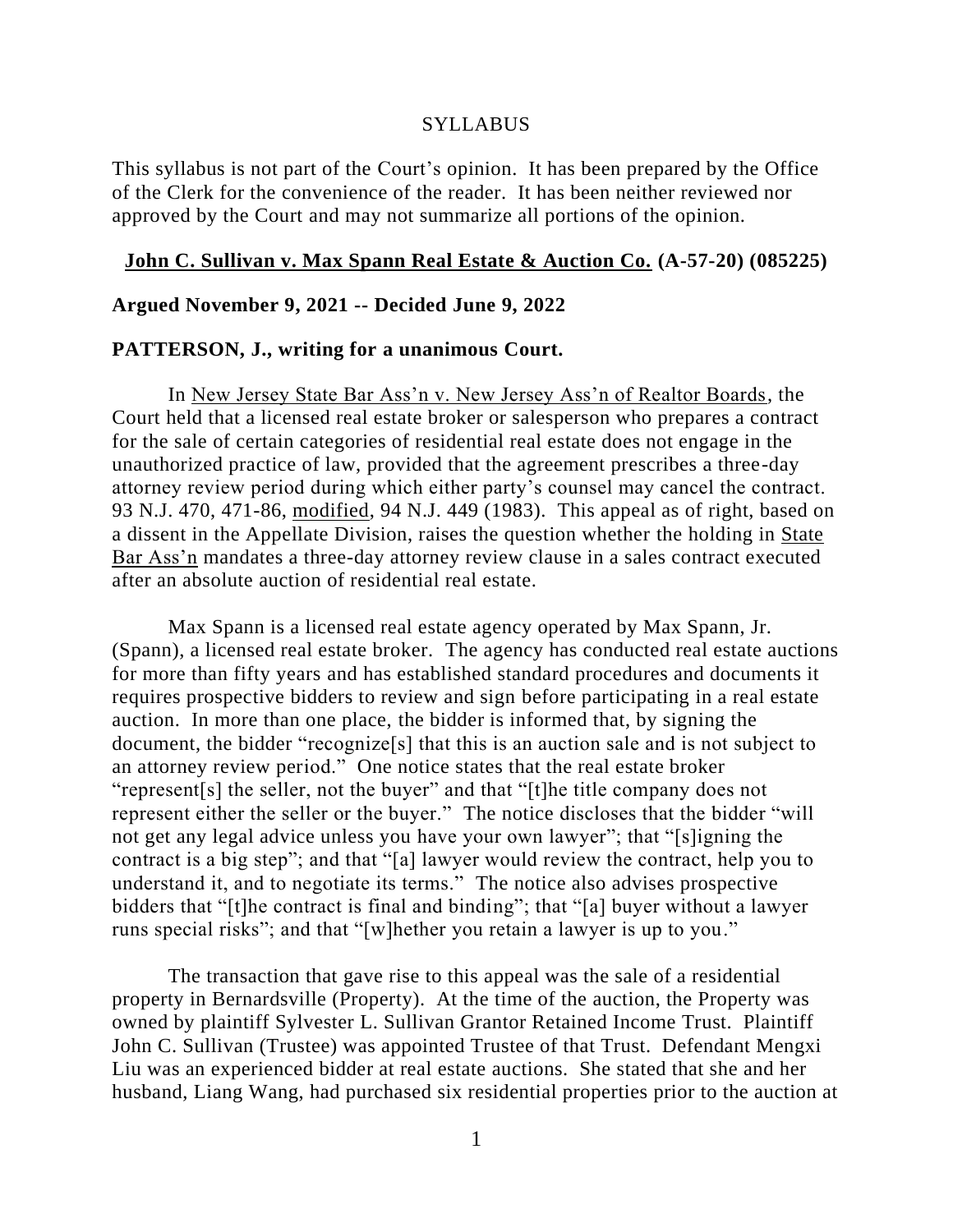SYLLABUS

This syllabus is not part of the Court's opinion. It has been prepared by the Office of the Clerk for the convenience of the reader. It has been neither reviewed nor approved by the Court and may not summarize all portions of the opinion.

**John C. Sullivan v. Max Spann Real Estate & Auction Co. (A-57-20) (085225)**

**Argued November 9, 2021 -- Decided June 9, 2022**

**PATTERSON, J., writing for a unanimous Court.**

In New Jersey State Bar Ass'n v. New Jersey Ass'n of Realtor Boards, the Court held that a licensed real estate broker or salesperson who prepares a contract for the sale of certain categories of residential real estate does not engage in the unauthorized practice of law, provided that the agreement prescribes a three-day attorney review period during which either party's counsel may cancel the contract. 93 N.J. 470, 471-86, modified, 94 N.J. 449 (1983). This appeal as of right, based on a dissent in the Appellate Division, raises the question whether the holding in State Bar Ass'n mandates a three-day attorney review clause in a sales contract executed after an absolute auction of residential real estate.

Max Spann is a licensed real estate agency operated by Max Spann, Jr. (Spann), a licensed real estate broker. The agency has conducted real estate auctions for more than fifty years and has established standard procedures and documents it requires prospective bidders to review and sign before participating in a real estate auction. In more than one place, the bidder is informed that, by signing the document, the bidder "recognize[s] that this is an auction sale and is not subject to an attorney review period." One notice states that the real estate broker "represent[s] the seller, not the buyer" and that "[t]he title company does not represent either the seller or the buyer." The notice discloses that the bidder "will not get any legal advice unless you have your own lawyer"; that "[s]igning the contract is a big step"; and that "[a] lawyer would review the contract, help you to understand it, and to negotiate its terms." The notice also advises prospective bidders that "[t]he contract is final and binding"; that "[a] buyer without a lawyer runs special risks"; and that "[w]hether you retain a lawyer is up to you."

The transaction that gave rise to this appeal was the sale of a residential property in Bernardsville (Property). At the time of the auction, the Property was owned by plaintiff Sylvester L. Sullivan Grantor Retained Income Trust. Plaintiff John C. Sullivan (Trustee) was appointed Trustee of that Trust. Defendant Mengxi Liu was an experienced bidder at real estate auctions. She stated that she and her husband, Liang Wang, had purchased six residential properties prior to the auction at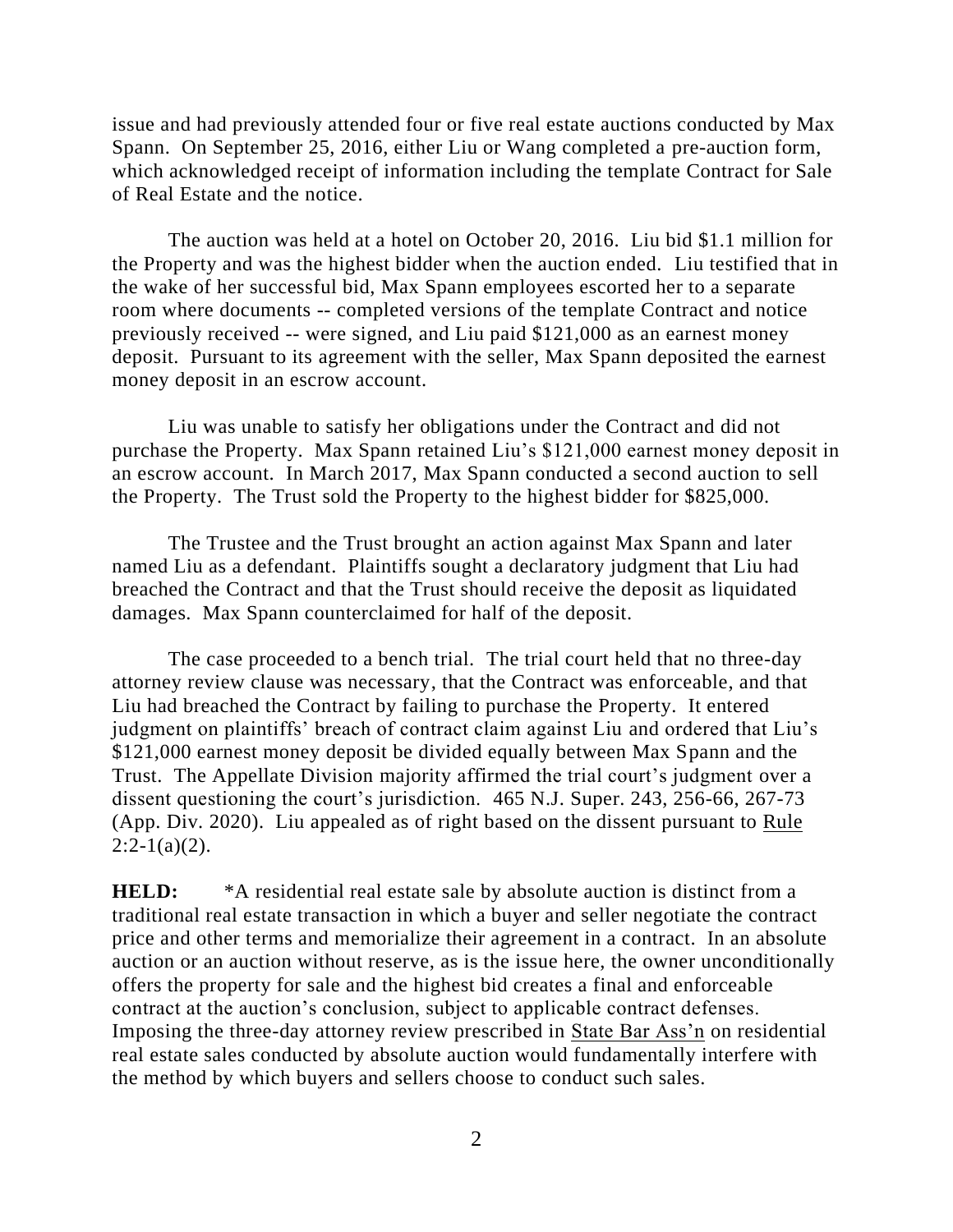issue and had previously attended four or five real estate auctions conducted by Max Spann. On September 25, 2016, either Liu or Wang completed a pre-auction form, which acknowledged receipt of information including the template Contract for Sale of Real Estate and the notice.

The auction was held at a hotel on October 20, 2016. Liu bid $1.1 million for the Property and was the highest bidder when the auction ended. Liu testified that in the wake of her successful bid, Max Spann employees escorted her to a separate room where documents -- completed versions of the template Contract and notice previously received -- were signed, and Liu paid $121,000 as an earnest money deposit. Pursuant to its agreement with the seller, Max Spann deposited the earnest money deposit in an escrow account.

Liu was unable to satisfy her obligations under the Contract and did not purchase the Property. Max Spann retained Liu's $121,000 earnest money deposit in an escrow account. In March 2017, Max Spann conducted a second auction to sell the Property. The Trust sold the Property to the highest bidder for $825,000.

The Trustee and the Trust brought an action against Max Spann and later named Liu as a defendant. Plaintiffs sought a declaratory judgment that Liu had breached the Contract and that the Trust should receive the deposit as liquidated damages. Max Spann counterclaimed for half of the deposit.

The case proceeded to a bench trial. The trial court held that no three-day attorney review clause was necessary, that the Contract was enforceable, and that Liu had breached the Contract by failing to purchase the Property. It entered judgment on plaintiffs' breach of contract claim against Liu and ordered that Liu's $121,000 earnest money deposit be divided equally between Max Spann and the Trust. The Appellate Division majority affirmed the trial court's judgment over a dissent questioning the court's jurisdiction. 465 N.J. Super. 243, 256-66, 267-73 (App. Div. 2020). Liu appealed as of right based on the dissent pursuant to Rule 2:2-1(a)(2).

**HELD:** *A residential real estate sale by absolute auction is distinct from a traditional real estate transaction in which a buyer and seller negotiate the contract price and other terms and memorialize their agreement in a contract. In an absolute auction or an auction without reserve, as is the issue here, the owner unconditionally offers the property for sale and the highest bid creates a final and enforceable contract at the auction's conclusion, subject to applicable contract defenses. Imposing the three-day attorney review prescribed in State Bar Ass'n on residential real estate sales conducted by absolute auction would fundamentally interfere with the method by which buyers and sellers choose to conduct such sales.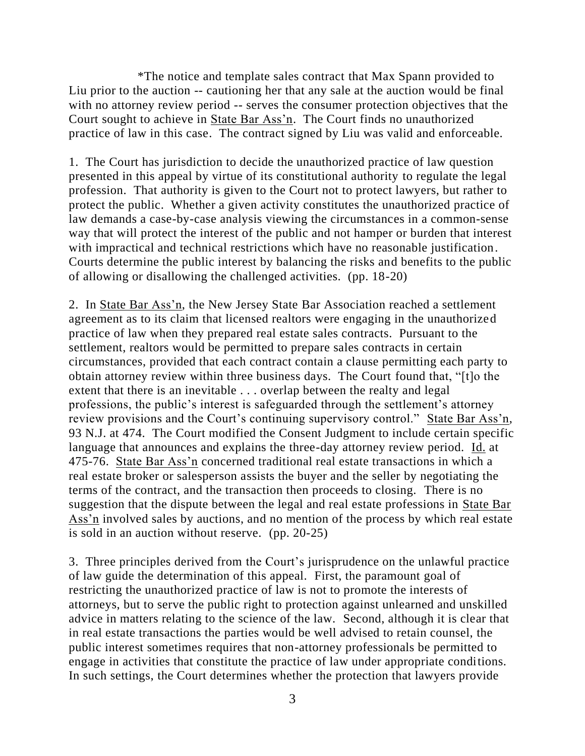*The notice and template sales contract that Max Spann provided to Liu prior to the auction -- cautioning her that any sale at the auction would be final with no attorney review period -- serves the consumer protection objectives that the Court sought to achieve in State Bar Ass'n. The Court finds no unauthorized practice of law in this case. The contract signed by Liu was valid and enforceable.

1. The Court has jurisdiction to decide the unauthorized practice of law question presented in this appeal by virtue of its constitutional authority to regulate the legal profession. That authority is given to the Court not to protect lawyers, but rather to protect the public. Whether a given activity constitutes the unauthorized practice of law demands a case-by-case analysis viewing the circumstances in a common-sense way that will protect the interest of the public and not hamper or burden that interest with impractical and technical restrictions which have no reasonable justification. Courts determine the public interest by balancing the risks and benefits to the public of allowing or disallowing the challenged activities. (pp. 18-20)

2. In State Bar Ass'n, the New Jersey State Bar Association reached a settlement agreement as to its claim that licensed realtors were engaging in the unauthorized practice of law when they prepared real estate sales contracts. Pursuant to the settlement, realtors would be permitted to prepare sales contracts in certain circumstances, provided that each contract contain a clause permitting each party to obtain attorney review within three business days. The Court found that, "[t]o the extent that there is an inevitable . . . overlap between the realty and legal professions, the public's interest is safeguarded through the settlement's attorney review provisions and the Court's continuing supervisory control." State Bar Ass'n, 93 N.J. at 474. The Court modified the Consent Judgment to include certain specific language that announces and explains the three-day attorney review period. Id. at 475-76. State Bar Ass'n concerned traditional real estate transactions in which a real estate broker or salesperson assists the buyer and the seller by negotiating the terms of the contract, and the transaction then proceeds to closing. There is no suggestion that the dispute between the legal and real estate professions in State Bar Ass'n involved sales by auctions, and no mention of the process by which real estate is sold in an auction without reserve. (pp. 20-25)

3. Three principles derived from the Court's jurisprudence on the unlawful practice of law guide the determination of this appeal. First, the paramount goal of restricting the unauthorized practice of law is not to promote the interests of attorneys, but to serve the public right to protection against unlearned and unskilled advice in matters relating to the science of the law. Second, although it is clear that in real estate transactions the parties would be well advised to retain counsel, the public interest sometimes requires that non-attorney professionals be permitted to engage in activities that constitute the practice of law under appropriate conditions. In such settings, the Court determines whether the protection that lawyers provide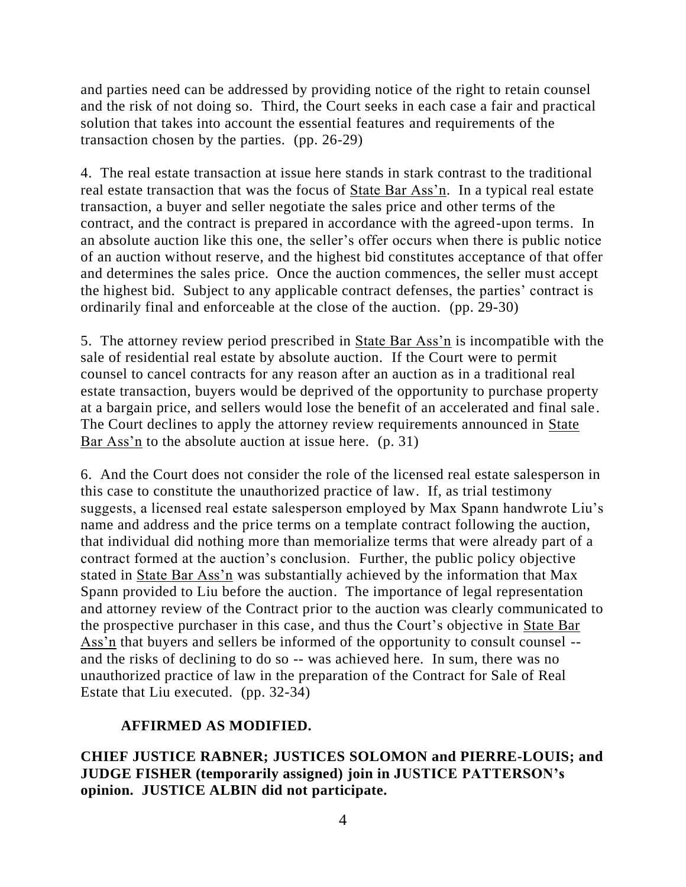and parties need can be addressed by providing notice of the right to retain counsel and the risk of not doing so. Third, the Court seeks in each case a fair and practical solution that takes into account the essential features and requirements of the transaction chosen by the parties. (pp. 26-29)

4. The real estate transaction at issue here stands in stark contrast to the traditional real estate transaction that was the focus of State Bar Ass'n. In a typical real estate transaction, a buyer and seller negotiate the sales price and other terms of the contract, and the contract is prepared in accordance with the agreed-upon terms. In an absolute auction like this one, the seller's offer occurs when there is public notice of an auction without reserve, and the highest bid constitutes acceptance of that offer and determines the sales price. Once the auction commences, the seller must accept the highest bid. Subject to any applicable contract defenses, the parties' contract is ordinarily final and enforceable at the close of the auction. (pp. 29-30)

5. The attorney review period prescribed in State Bar Ass'n is incompatible with the sale of residential real estate by absolute auction. If the Court were to permit counsel to cancel contracts for any reason after an auction as in a traditional real estate transaction, buyers would be deprived of the opportunity to purchase property at a bargain price, and sellers would lose the benefit of an accelerated and final sale. The Court declines to apply the attorney review requirements announced in State Bar Ass'n to the absolute auction at issue here. (p. 31)

6. And the Court does not consider the role of the licensed real estate salesperson in this case to constitute the unauthorized practice of law. If, as trial testimony suggests, a licensed real estate salesperson employed by Max Spann handwrote Liu's name and address and the price terms on a template contract following the auction, that individual did nothing more than memorialize terms that were already part of a contract formed at the auction's conclusion. Further, the public policy objective stated in State Bar Ass'n was substantially achieved by the information that Max Spann provided to Liu before the auction. The importance of legal representation and attorney review of the Contract prior to the auction was clearly communicated to the prospective purchaser in this case, and thus the Court's objective in State Bar Ass'n that buyers and sellers be informed of the opportunity to consult counsel -- and the risks of declining to do so -- was achieved here. In sum, there was no unauthorized practice of law in the preparation of the Contract for Sale of Real Estate that Liu executed. (pp. 32-34)

**AFFIRMED AS MODIFIED.**

**CHIEF JUSTICE RABNER; JUSTICES SOLOMON and PIERRE-LOUIS; and JUDGE FISHER (temporarily assigned) join in JUSTICE PATTERSON's opinion. JUSTICE ALBIN did not participate.**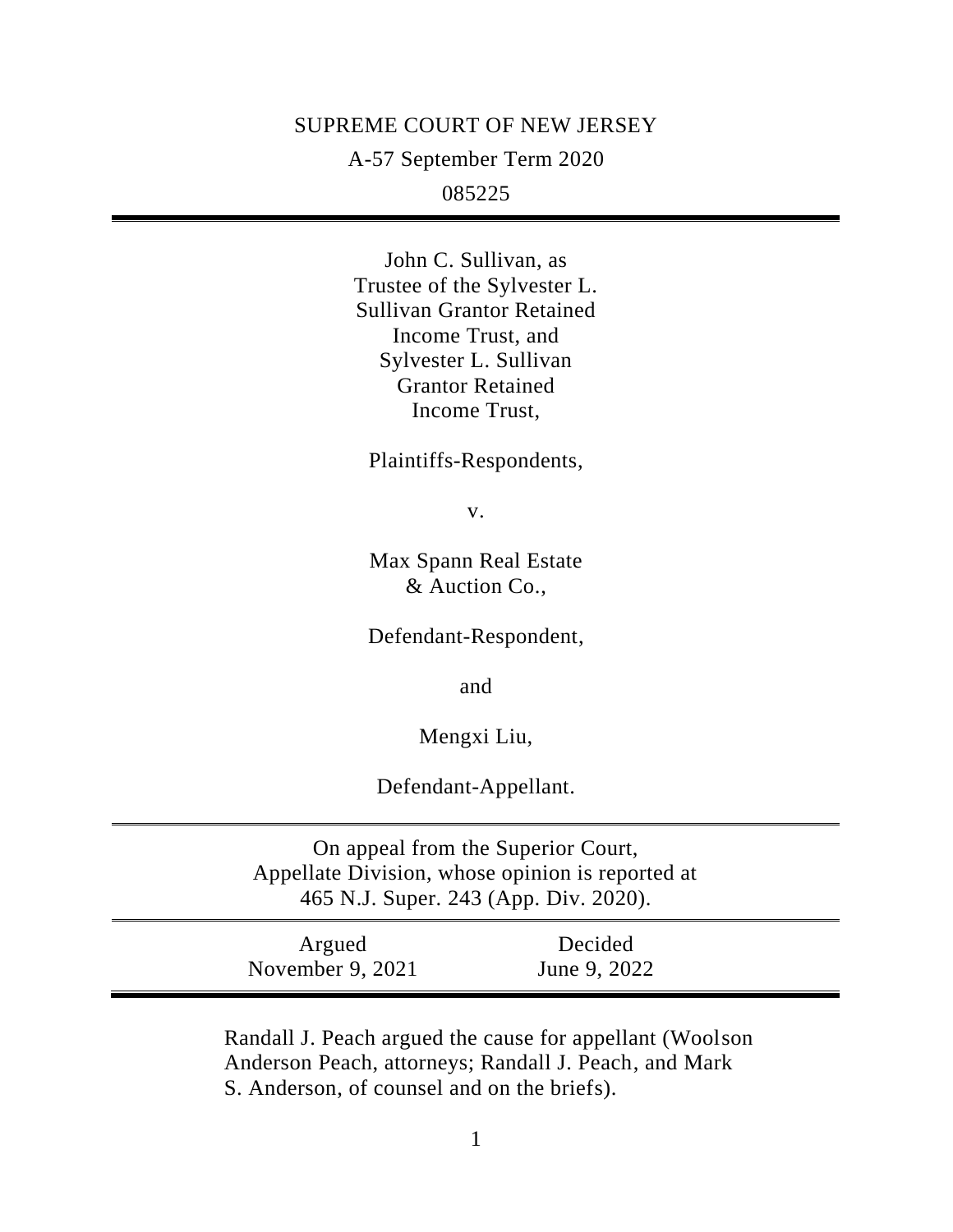SUPREME COURT OF NEW JERSEY

A-57 September Term 2020

085225

---

John C. Sullivan, as
Trustee of the Sylvester L.
Sullivan Grantor Retained
Income Trust, and
Sylvester L. Sullivan
Grantor Retained
Income Trust,

Plaintiffs-Respondents,

v.

Max Spann Real Estate
& Auction Co.,

Defendant-Respondent,

and

Mengxi Liu,

Defendant-Appellant.

---

On appeal from the Superior Court,
Appellate Division, whose opinion is reported at
465 N.J. Super. 243 (App. Div. 2020).

---

| Argued | Decided |
|---|---|
| November 9, 2021 | June 9, 2022 |

---

Randall J. Peach argued the cause for appellant (Woolson Anderson Peach, attorneys; Randall J. Peach, and Mark S. Anderson, of counsel and on the briefs).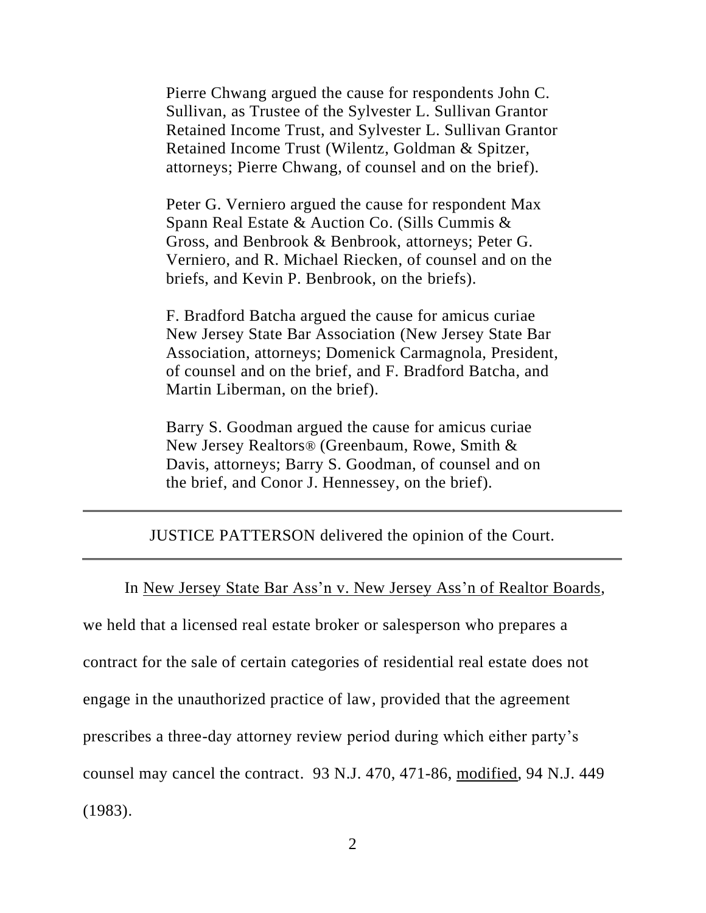Pierre Chwang argued the cause for respondents John C. Sullivan, as Trustee of the Sylvester L. Sullivan Grantor Retained Income Trust, and Sylvester L. Sullivan Grantor Retained Income Trust (Wilentz, Goldman & Spitzer, attorneys; Pierre Chwang, of counsel and on the brief).

Peter G. Verniero argued the cause for respondent Max Spann Real Estate & Auction Co. (Sills Cummis & Gross, and Benbrook & Benbrook, attorneys; Peter G. Verniero, and R. Michael Riecken, of counsel and on the briefs, and Kevin P. Benbrook, on the briefs).

F. Bradford Batcha argued the cause for amicus curiae New Jersey State Bar Association (New Jersey State Bar Association, attorneys; Domenick Carmagnola, President, of counsel and on the brief, and F. Bradford Batcha, and Martin Liberman, on the brief).

Barry S. Goodman argued the cause for amicus curiae New Jersey Realtors® (Greenbaum, Rowe, Smith & Davis, attorneys; Barry S. Goodman, of counsel and on the brief, and Conor J. Hennessey, on the brief).

---

JUSTICE PATTERSON delivered the opinion of the Court.

---

In New Jersey State Bar Ass'n v. New Jersey Ass'n of Realtor Boards, we held that a licensed real estate broker or salesperson who prepares a contract for the sale of certain categories of residential real estate does not engage in the unauthorized practice of law, provided that the agreement prescribes a three-day attorney review period during which either party's counsel may cancel the contract. 93 N.J. 470, 471-86, modified, 94 N.J. 449 (1983).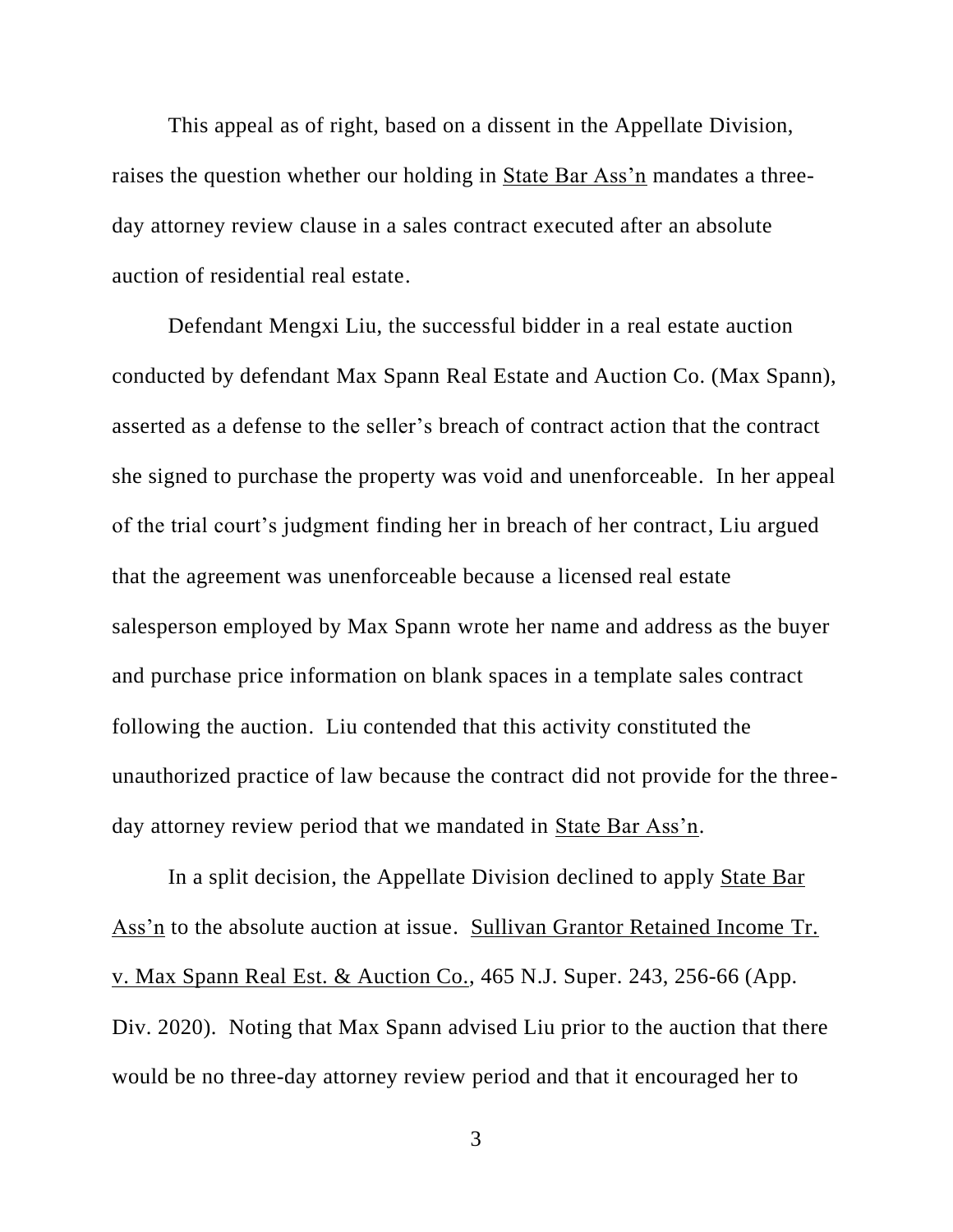This appeal as of right, based on a dissent in the Appellate Division, raises the question whether our holding in State Bar Ass'n mandates a three-day attorney review clause in a sales contract executed after an absolute auction of residential real estate.

Defendant Mengxi Liu, the successful bidder in a real estate auction conducted by defendant Max Spann Real Estate and Auction Co. (Max Spann), asserted as a defense to the seller's breach of contract action that the contract she signed to purchase the property was void and unenforceable. In her appeal of the trial court's judgment finding her in breach of her contract, Liu argued that the agreement was unenforceable because a licensed real estate salesperson employed by Max Spann wrote her name and address as the buyer and purchase price information on blank spaces in a template sales contract following the auction. Liu contended that this activity constituted the unauthorized practice of law because the contract did not provide for the three-day attorney review period that we mandated in State Bar Ass'n.

In a split decision, the Appellate Division declined to apply State Bar Ass'n to the absolute auction at issue. Sullivan Grantor Retained Income Tr. v. Max Spann Real Est. & Auction Co., 465 N.J. Super. 243, 256-66 (App. Div. 2020). Noting that Max Spann advised Liu prior to the auction that there would be no three-day attorney review period and that it encouraged her to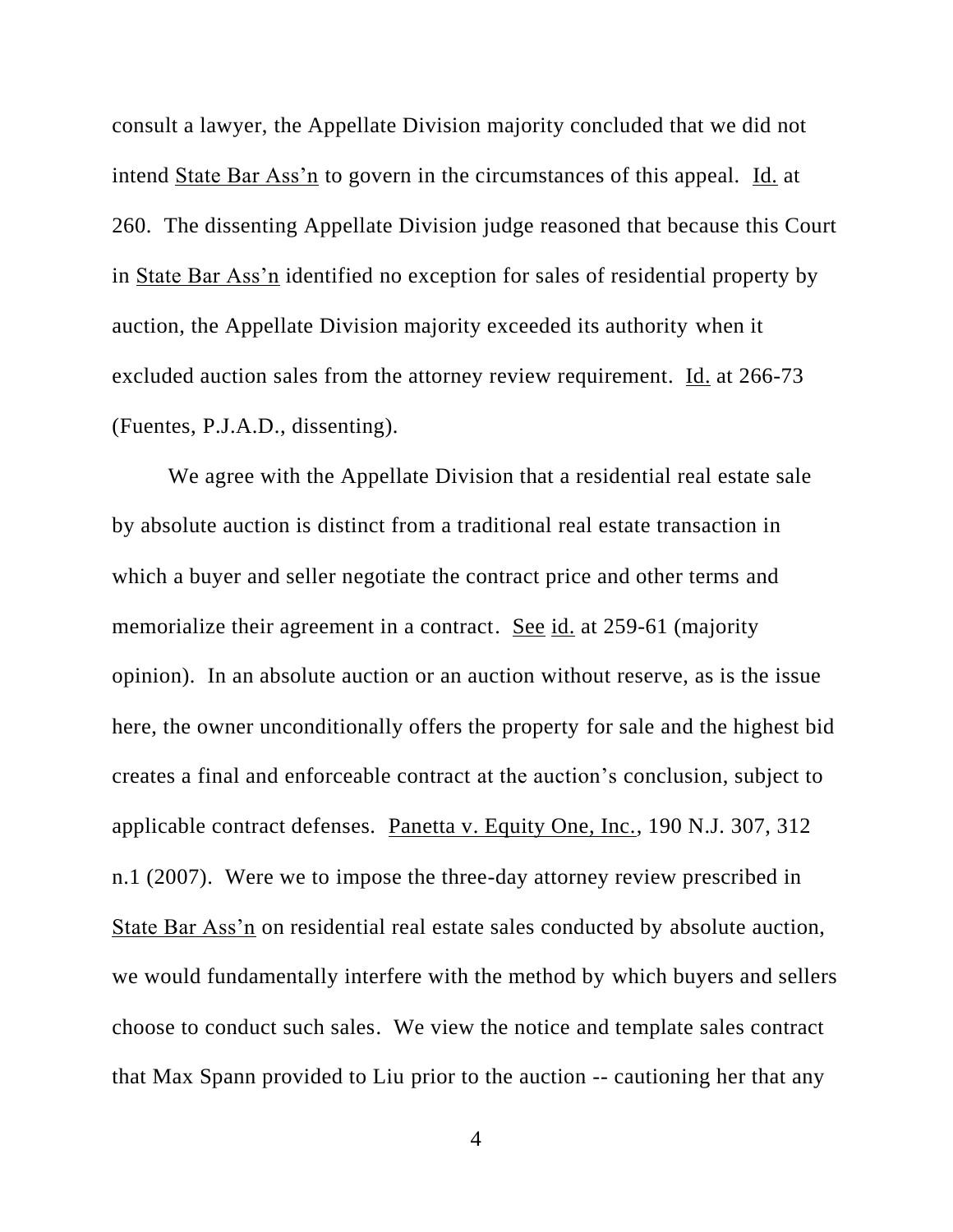consult a lawyer, the Appellate Division majority concluded that we did not intend State Bar Ass'n to govern in the circumstances of this appeal. Id. at 260. The dissenting Appellate Division judge reasoned that because this Court in State Bar Ass'n identified no exception for sales of residential property by auction, the Appellate Division majority exceeded its authority when it excluded auction sales from the attorney review requirement. Id. at 266-73 (Fuentes, P.J.A.D., dissenting).

We agree with the Appellate Division that a residential real estate sale by absolute auction is distinct from a traditional real estate transaction in which a buyer and seller negotiate the contract price and other terms and memorialize their agreement in a contract. See id. at 259-61 (majority opinion). In an absolute auction or an auction without reserve, as is the issue here, the owner unconditionally offers the property for sale and the highest bid creates a final and enforceable contract at the auction's conclusion, subject to applicable contract defenses. Panetta v. Equity One, Inc., 190 N.J. 307, 312 n.1 (2007). Were we to impose the three-day attorney review prescribed in State Bar Ass'n on residential real estate sales conducted by absolute auction, we would fundamentally interfere with the method by which buyers and sellers choose to conduct such sales. We view the notice and template sales contract that Max Spann provided to Liu prior to the auction -- cautioning her that any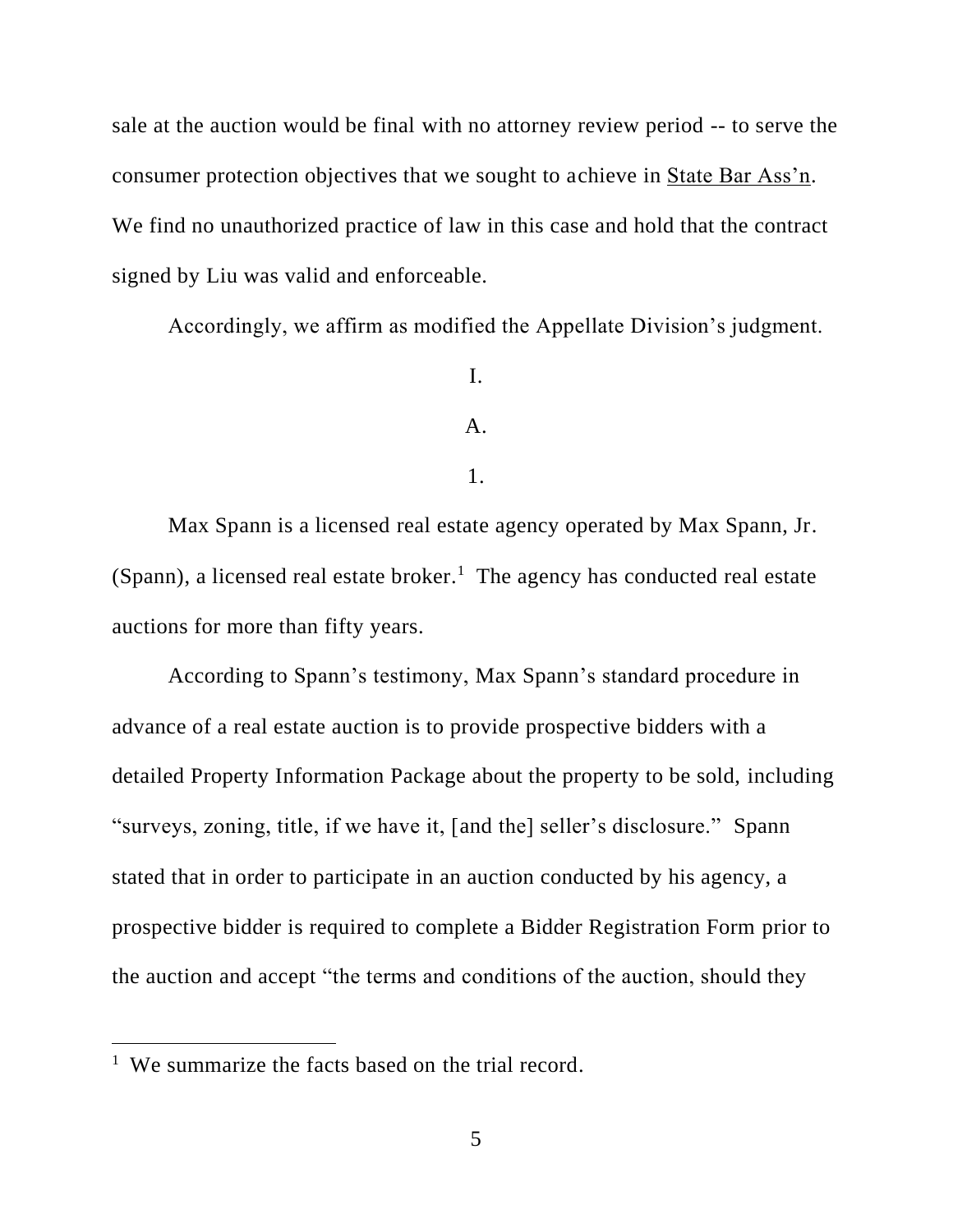sale at the auction would be final with no attorney review period -- to serve the consumer protection objectives that we sought to achieve in State Bar Ass'n. We find no unauthorized practice of law in this case and hold that the contract signed by Liu was valid and enforceable.

Accordingly, we affirm as modified the Appellate Division's judgment.

I.

A.

1.

Max Spann is a licensed real estate agency operated by Max Spann, Jr. (Spann), a licensed real estate broker.[1] The agency has conducted real estate auctions for more than fifty years.

According to Spann's testimony, Max Spann's standard procedure in advance of a real estate auction is to provide prospective bidders with a detailed Property Information Package about the property to be sold, including "surveys, zoning, title, if we have it, [and the] seller's disclosure." Spann stated that in order to participate in an auction conducted by his agency, a prospective bidder is required to complete a Bidder Registration Form prior to the auction and accept "the terms and conditions of the auction, should they

[1] We summarize the facts based on the trial record.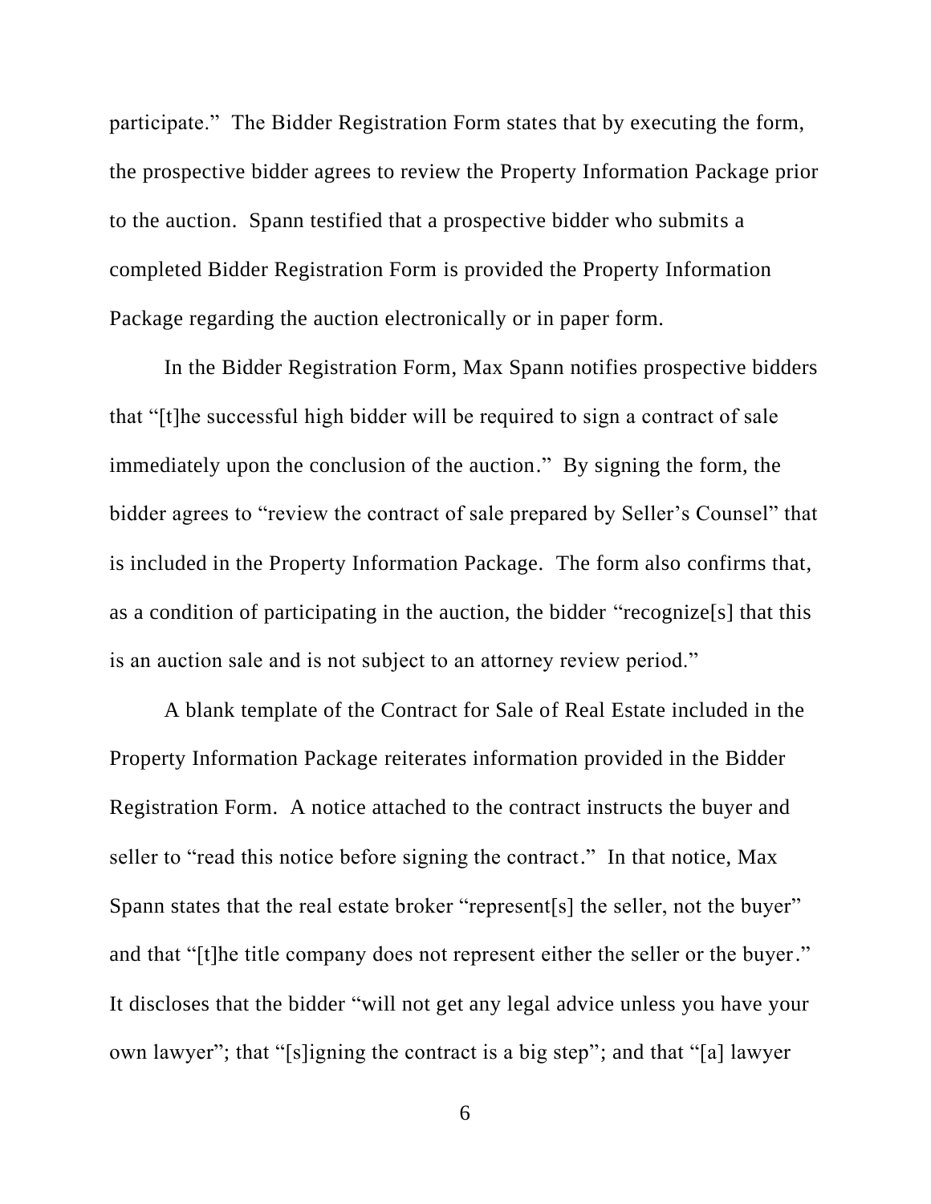participate." The Bidder Registration Form states that by executing the form, the prospective bidder agrees to review the Property Information Package prior to the auction. Spann testified that a prospective bidder who submits a completed Bidder Registration Form is provided the Property Information Package regarding the auction electronically or in paper form.

In the Bidder Registration Form, Max Spann notifies prospective bidders that "[t]he successful high bidder will be required to sign a contract of sale immediately upon the conclusion of the auction." By signing the form, the bidder agrees to "review the contract of sale prepared by Seller's Counsel" that is included in the Property Information Package. The form also confirms that, as a condition of participating in the auction, the bidder "recognize[s] that this is an auction sale and is not subject to an attorney review period."

A blank template of the Contract for Sale of Real Estate included in the Property Information Package reiterates information provided in the Bidder Registration Form. A notice attached to the contract instructs the buyer and seller to "read this notice before signing the contract." In that notice, Max Spann states that the real estate broker "represent[s] the seller, not the buyer" and that "[t]he title company does not represent either the seller or the buyer." It discloses that the bidder "will not get any legal advice unless you have your own lawyer"; that "[s]igning the contract is a big step"; and that "[a] lawyer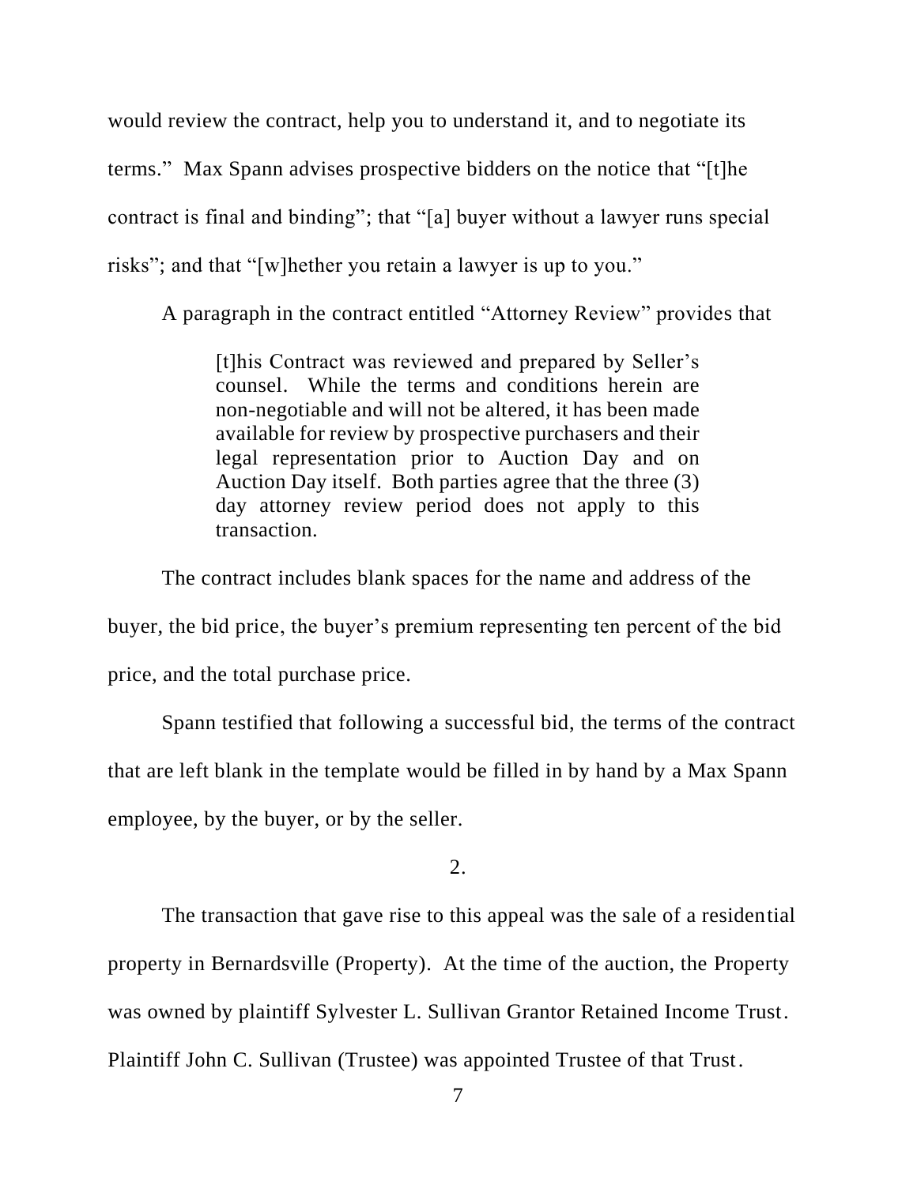would review the contract, help you to understand it, and to negotiate its terms." Max Spann advises prospective bidders on the notice that "[t]he contract is final and binding"; that "[a] buyer without a lawyer runs special risks"; and that "[w]hether you retain a lawyer is up to you."

A paragraph in the contract entitled "Attorney Review" provides that

> [t]his Contract was reviewed and prepared by Seller's counsel. While the terms and conditions herein are non-negotiable and will not be altered, it has been made available for review by prospective purchasers and their legal representation prior to Auction Day and on Auction Day itself. Both parties agree that the three (3) day attorney review period does not apply to this transaction.

The contract includes blank spaces for the name and address of the buyer, the bid price, the buyer's premium representing ten percent of the bid price, and the total purchase price.

Spann testified that following a successful bid, the terms of the contract that are left blank in the template would be filled in by hand by a Max Spann employee, by the buyer, or by the seller.

2.

The transaction that gave rise to this appeal was the sale of a residential property in Bernardsville (Property). At the time of the auction, the Property was owned by plaintiff Sylvester L. Sullivan Grantor Retained Income Trust. Plaintiff John C. Sullivan (Trustee) was appointed Trustee of that Trust.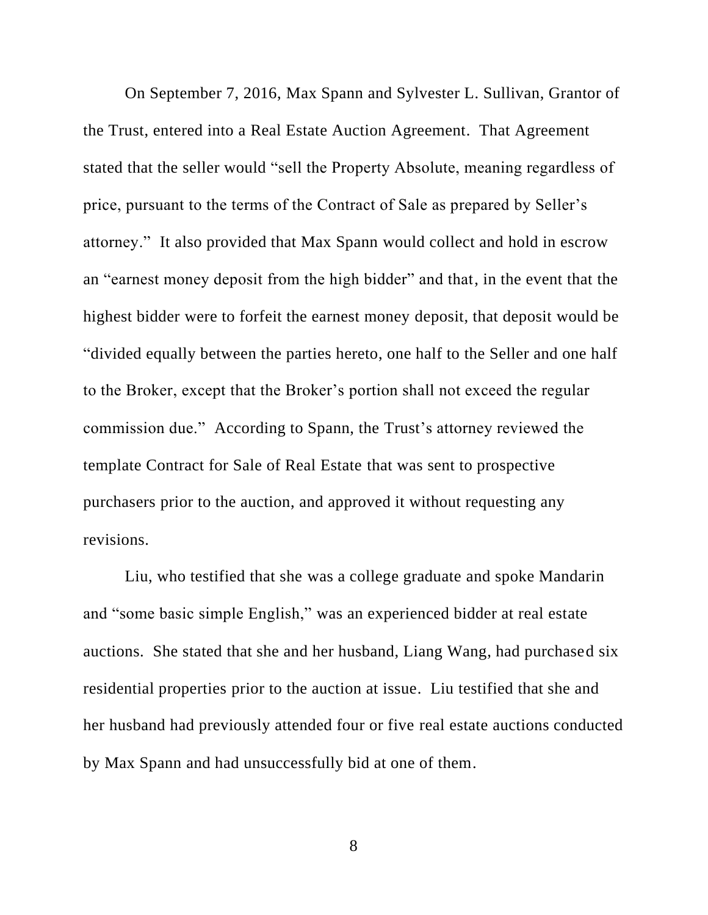On September 7, 2016, Max Spann and Sylvester L. Sullivan, Grantor of the Trust, entered into a Real Estate Auction Agreement. That Agreement stated that the seller would "sell the Property Absolute, meaning regardless of price, pursuant to the terms of the Contract of Sale as prepared by Seller's attorney." It also provided that Max Spann would collect and hold in escrow an "earnest money deposit from the high bidder" and that, in the event that the highest bidder were to forfeit the earnest money deposit, that deposit would be "divided equally between the parties hereto, one half to the Seller and one half to the Broker, except that the Broker's portion shall not exceed the regular commission due." According to Spann, the Trust's attorney reviewed the template Contract for Sale of Real Estate that was sent to prospective purchasers prior to the auction, and approved it without requesting any revisions.

Liu, who testified that she was a college graduate and spoke Mandarin and "some basic simple English," was an experienced bidder at real estate auctions. She stated that she and her husband, Liang Wang, had purchased six residential properties prior to the auction at issue. Liu testified that she and her husband had previously attended four or five real estate auctions conducted by Max Spann and had unsuccessfully bid at one of them.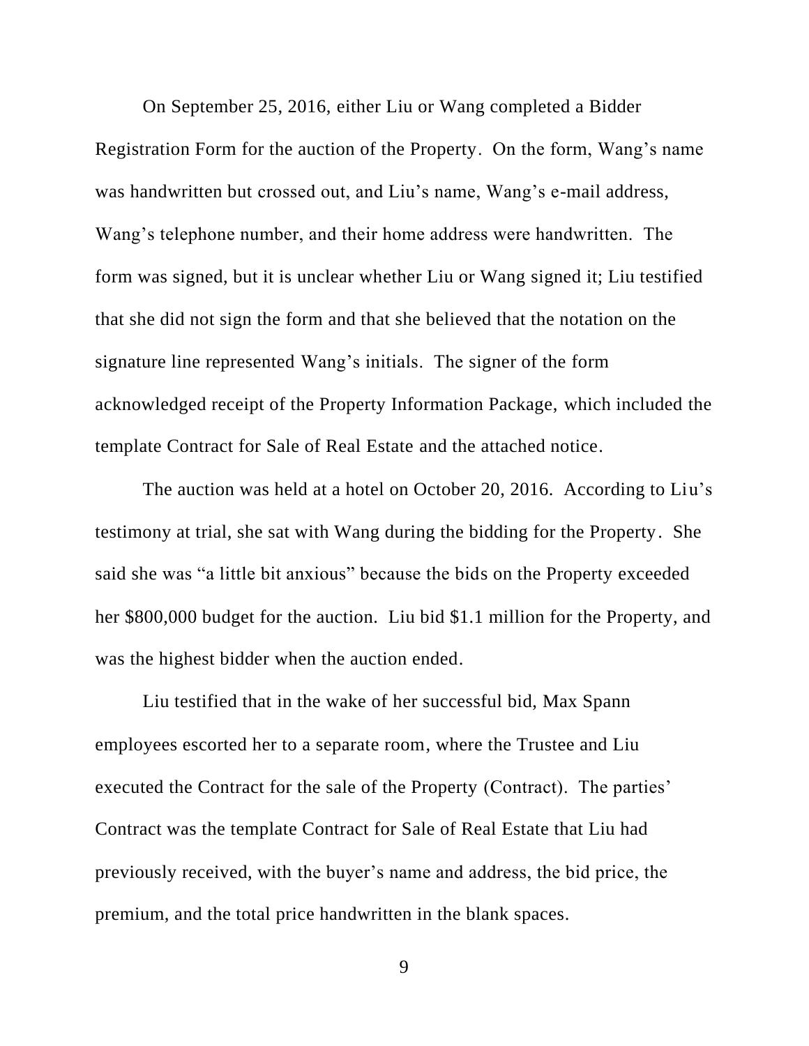On September 25, 2016, either Liu or Wang completed a Bidder Registration Form for the auction of the Property. On the form, Wang's name was handwritten but crossed out, and Liu's name, Wang's e-mail address, Wang's telephone number, and their home address were handwritten. The form was signed, but it is unclear whether Liu or Wang signed it; Liu testified that she did not sign the form and that she believed that the notation on the signature line represented Wang's initials. The signer of the form acknowledged receipt of the Property Information Package, which included the template Contract for Sale of Real Estate and the attached notice.

The auction was held at a hotel on October 20, 2016. According to Liu's testimony at trial, she sat with Wang during the bidding for the Property. She said she was "a little bit anxious" because the bids on the Property exceeded her $800,000 budget for the auction. Liu bid $1.1 million for the Property, and was the highest bidder when the auction ended.

Liu testified that in the wake of her successful bid, Max Spann employees escorted her to a separate room, where the Trustee and Liu executed the Contract for the sale of the Property (Contract). The parties' Contract was the template Contract for Sale of Real Estate that Liu had previously received, with the buyer's name and address, the bid price, the premium, and the total price handwritten in the blank spaces.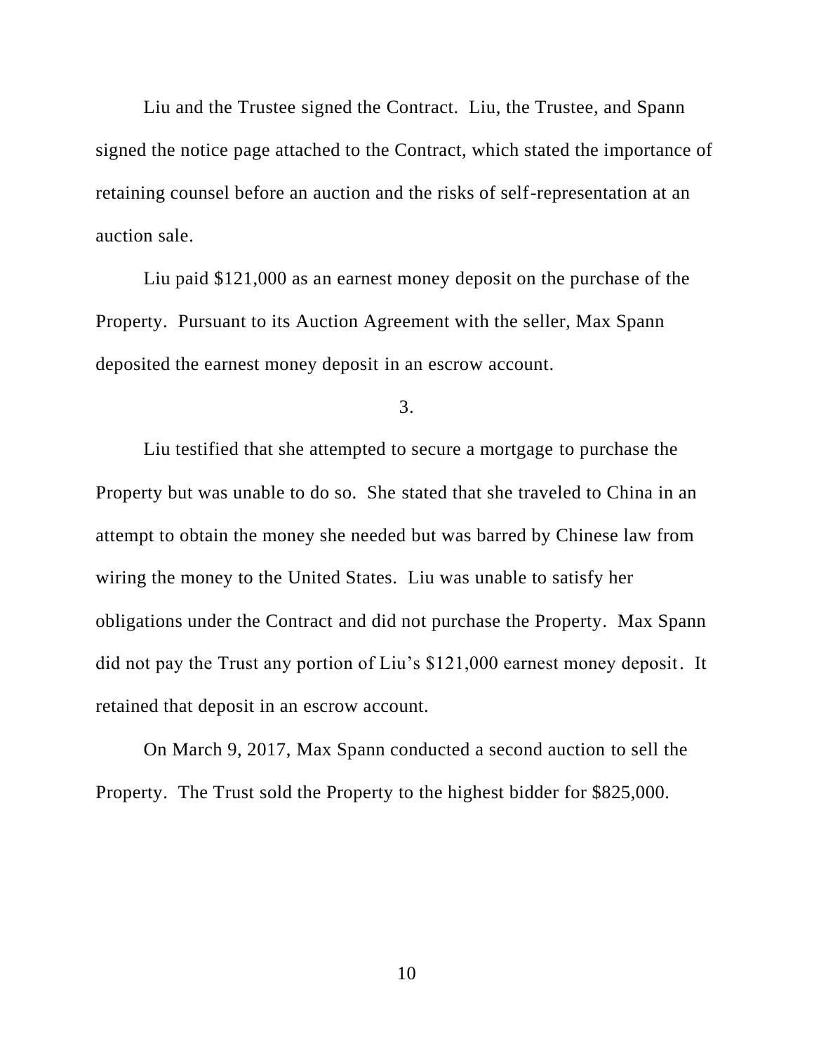Liu and the Trustee signed the Contract. Liu, the Trustee, and Spann signed the notice page attached to the Contract, which stated the importance of retaining counsel before an auction and the risks of self-representation at an auction sale.

Liu paid $121,000 as an earnest money deposit on the purchase of the Property. Pursuant to its Auction Agreement with the seller, Max Spann deposited the earnest money deposit in an escrow account.

3.

Liu testified that she attempted to secure a mortgage to purchase the Property but was unable to do so. She stated that she traveled to China in an attempt to obtain the money she needed but was barred by Chinese law from wiring the money to the United States. Liu was unable to satisfy her obligations under the Contract and did not purchase the Property. Max Spann did not pay the Trust any portion of Liu's $121,000 earnest money deposit. It retained that deposit in an escrow account.

On March 9, 2017, Max Spann conducted a second auction to sell the Property. The Trust sold the Property to the highest bidder for $825,000.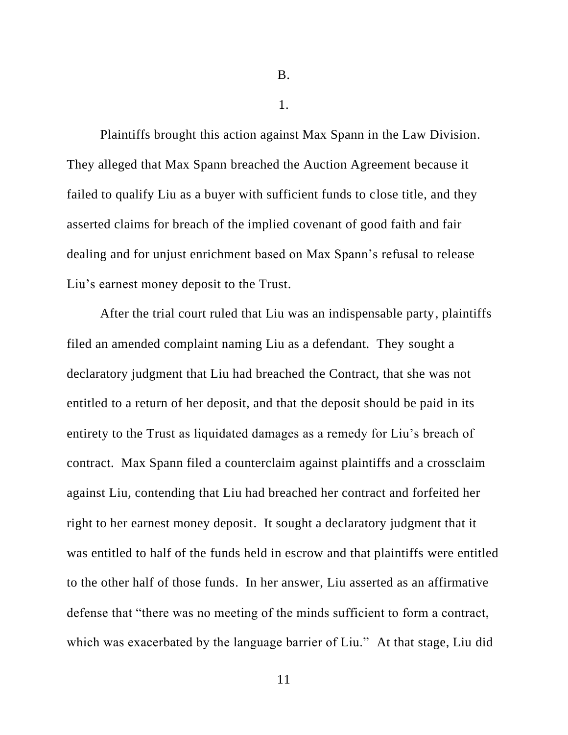B.

1.

Plaintiffs brought this action against Max Spann in the Law Division. They alleged that Max Spann breached the Auction Agreement because it failed to qualify Liu as a buyer with sufficient funds to close title, and they asserted claims for breach of the implied covenant of good faith and fair dealing and for unjust enrichment based on Max Spann's refusal to release Liu's earnest money deposit to the Trust.

After the trial court ruled that Liu was an indispensable party, plaintiffs filed an amended complaint naming Liu as a defendant. They sought a declaratory judgment that Liu had breached the Contract, that she was not entitled to a return of her deposit, and that the deposit should be paid in its entirety to the Trust as liquidated damages as a remedy for Liu's breach of contract. Max Spann filed a counterclaim against plaintiffs and a crossclaim against Liu, contending that Liu had breached her contract and forfeited her right to her earnest money deposit. It sought a declaratory judgment that it was entitled to half of the funds held in escrow and that plaintiffs were entitled to the other half of those funds. In her answer, Liu asserted as an affirmative defense that "there was no meeting of the minds sufficient to form a contract, which was exacerbated by the language barrier of Liu." At that stage, Liu did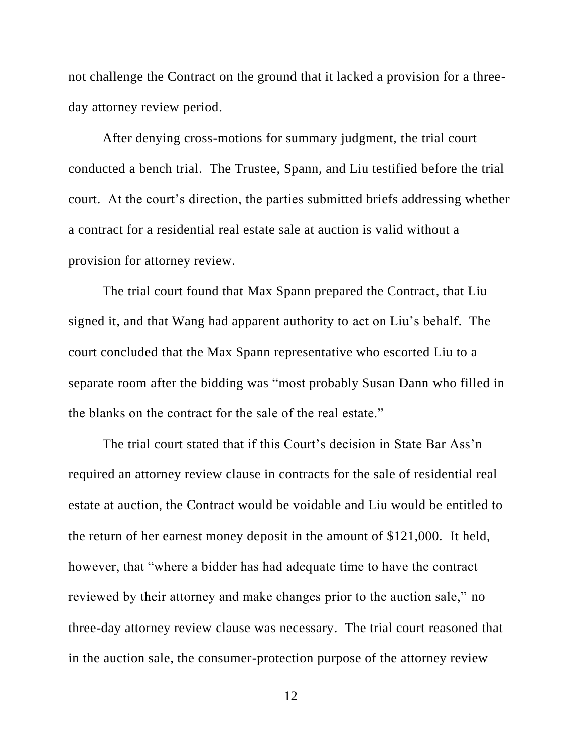not challenge the Contract on the ground that it lacked a provision for a three-day attorney review period.

After denying cross-motions for summary judgment, the trial court conducted a bench trial. The Trustee, Spann, and Liu testified before the trial court. At the court's direction, the parties submitted briefs addressing whether a contract for a residential real estate sale at auction is valid without a provision for attorney review.

The trial court found that Max Spann prepared the Contract, that Liu signed it, and that Wang had apparent authority to act on Liu's behalf. The court concluded that the Max Spann representative who escorted Liu to a separate room after the bidding was "most probably Susan Dann who filled in the blanks on the contract for the sale of the real estate."

The trial court stated that if this Court's decision in State Bar Ass'n required an attorney review clause in contracts for the sale of residential real estate at auction, the Contract would be voidable and Liu would be entitled to the return of her earnest money deposit in the amount of $121,000. It held, however, that "where a bidder has had adequate time to have the contract reviewed by their attorney and make changes prior to the auction sale," no three-day attorney review clause was necessary. The trial court reasoned that in the auction sale, the consumer-protection purpose of the attorney review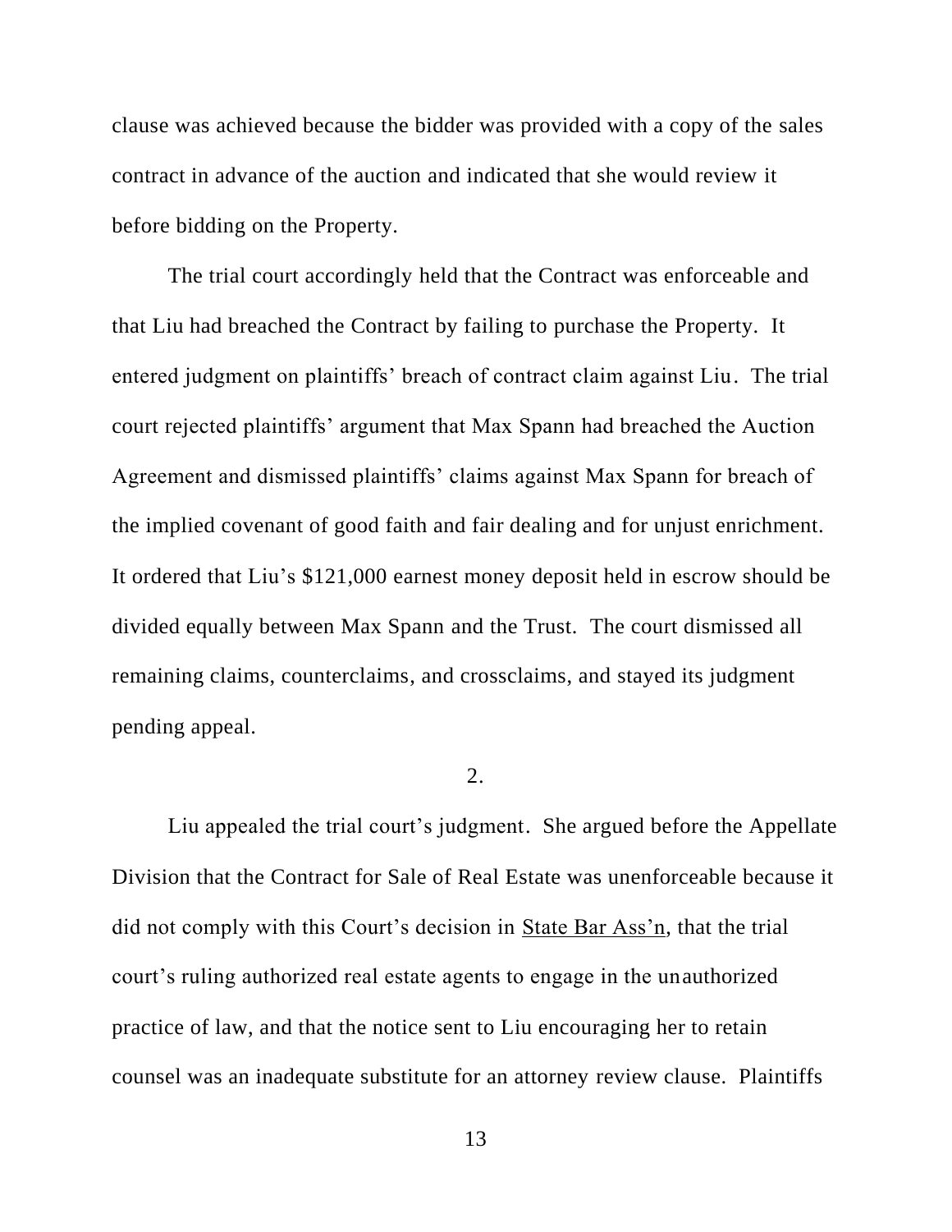clause was achieved because the bidder was provided with a copy of the sales contract in advance of the auction and indicated that she would review it before bidding on the Property.

The trial court accordingly held that the Contract was enforceable and that Liu had breached the Contract by failing to purchase the Property. It entered judgment on plaintiffs' breach of contract claim against Liu. The trial court rejected plaintiffs' argument that Max Spann had breached the Auction Agreement and dismissed plaintiffs' claims against Max Spann for breach of the implied covenant of good faith and fair dealing and for unjust enrichment. It ordered that Liu's $121,000 earnest money deposit held in escrow should be divided equally between Max Spann and the Trust. The court dismissed all remaining claims, counterclaims, and crossclaims, and stayed its judgment pending appeal.

2.

Liu appealed the trial court's judgment. She argued before the Appellate Division that the Contract for Sale of Real Estate was unenforceable because it did not comply with this Court's decision in <u>State Bar Ass'n</u>, that the trial court's ruling authorized real estate agents to engage in the unauthorized practice of law, and that the notice sent to Liu encouraging her to retain counsel was an inadequate substitute for an attorney review clause. Plaintiffs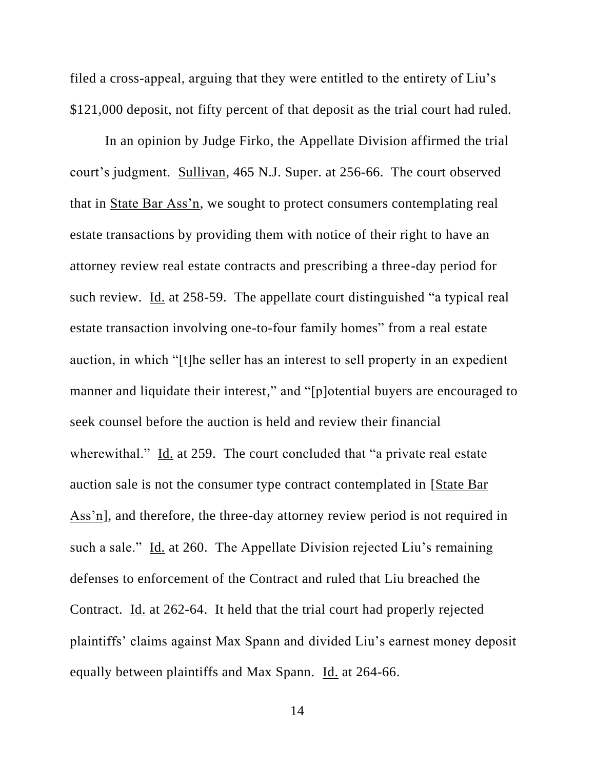filed a cross-appeal, arguing that they were entitled to the entirety of Liu's $121,000 deposit, not fifty percent of that deposit as the trial court had ruled.

In an opinion by Judge Firko, the Appellate Division affirmed the trial court's judgment. Sullivan, 465 N.J. Super. at 256-66. The court observed that in State Bar Ass'n, we sought to protect consumers contemplating real estate transactions by providing them with notice of their right to have an attorney review real estate contracts and prescribing a three-day period for such review. Id. at 258-59. The appellate court distinguished "a typical real estate transaction involving one-to-four family homes" from a real estate auction, in which "[t]he seller has an interest to sell property in an expedient manner and liquidate their interest," and "[p]otential buyers are encouraged to seek counsel before the auction is held and review their financial wherewithal." Id. at 259. The court concluded that "a private real estate auction sale is not the consumer type contract contemplated in [State Bar Ass'n], and therefore, the three-day attorney review period is not required in such a sale." Id. at 260. The Appellate Division rejected Liu's remaining defenses to enforcement of the Contract and ruled that Liu breached the Contract. Id. at 262-64. It held that the trial court had properly rejected plaintiffs' claims against Max Spann and divided Liu's earnest money deposit equally between plaintiffs and Max Spann. Id. at 264-66.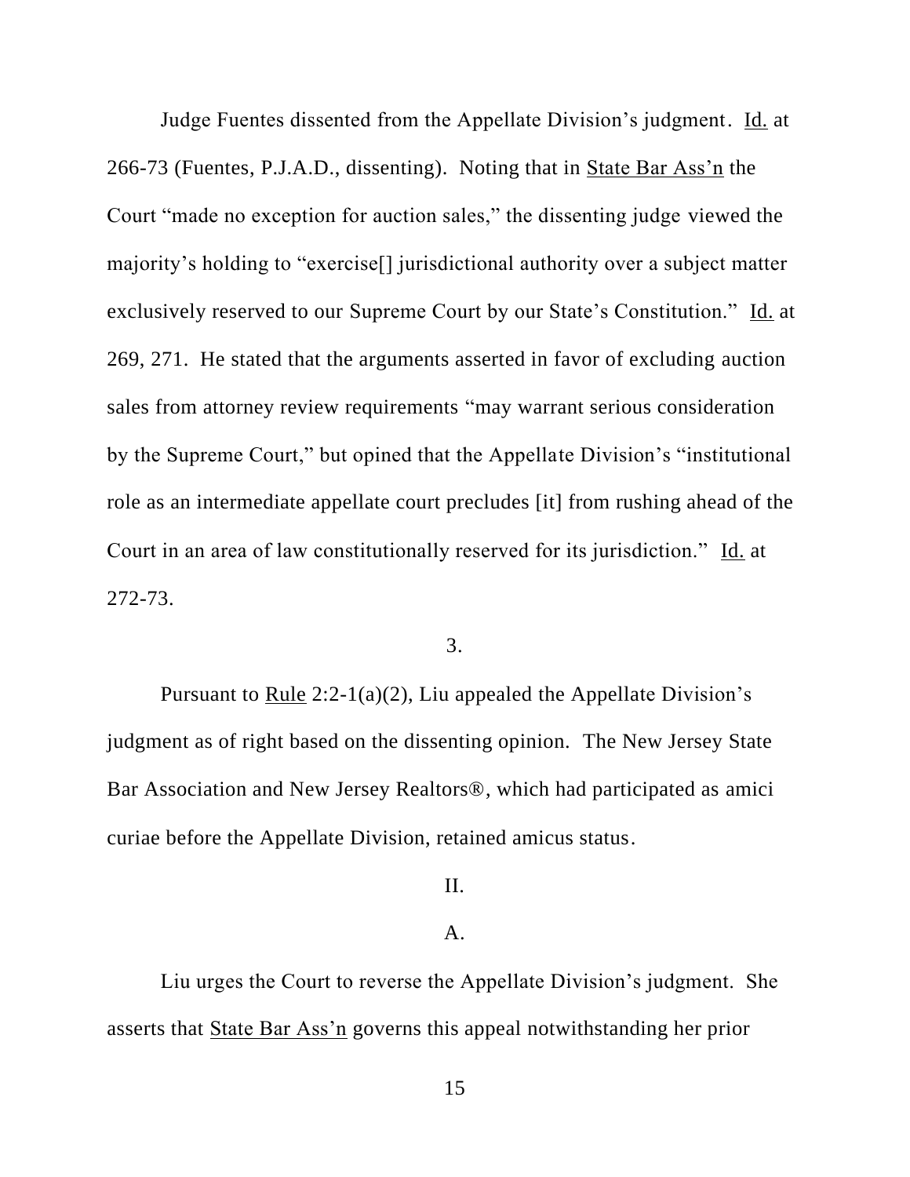Judge Fuentes dissented from the Appellate Division's judgment. Id. at 266-73 (Fuentes, P.J.A.D., dissenting). Noting that in State Bar Ass'n the Court "made no exception for auction sales," the dissenting judge viewed the majority's holding to "exercise[] jurisdictional authority over a subject matter exclusively reserved to our Supreme Court by our State's Constitution." Id. at 269, 271. He stated that the arguments asserted in favor of excluding auction sales from attorney review requirements "may warrant serious consideration by the Supreme Court," but opined that the Appellate Division's "institutional role as an intermediate appellate court precludes [it] from rushing ahead of the Court in an area of law constitutionally reserved for its jurisdiction." Id. at 272-73.

3.

Pursuant to Rule 2:2-1(a)(2), Liu appealed the Appellate Division's judgment as of right based on the dissenting opinion. The New Jersey State Bar Association and New Jersey Realtors®, which had participated as amici curiae before the Appellate Division, retained amicus status.

II.

A.

Liu urges the Court to reverse the Appellate Division's judgment. She asserts that State Bar Ass'n governs this appeal notwithstanding her prior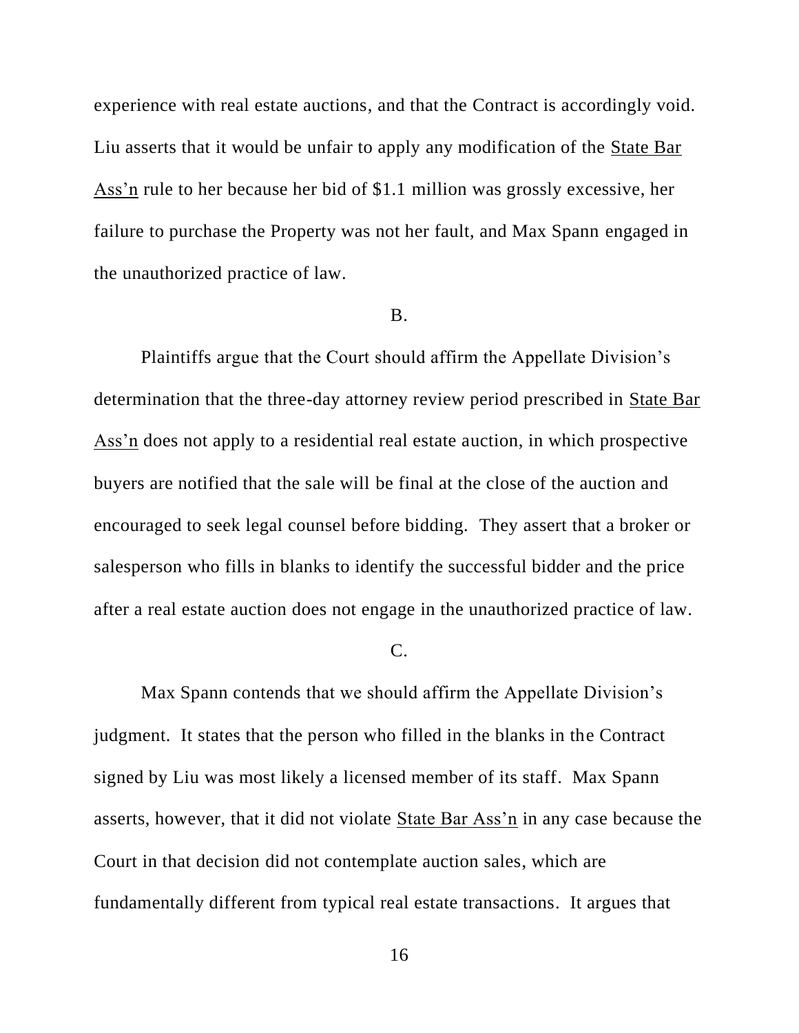experience with real estate auctions, and that the Contract is accordingly void. Liu asserts that it would be unfair to apply any modification of the State Bar Ass'n rule to her because her bid of $1.1 million was grossly excessive, her failure to purchase the Property was not her fault, and Max Spann engaged in the unauthorized practice of law.

B.

Plaintiffs argue that the Court should affirm the Appellate Division's determination that the three-day attorney review period prescribed in State Bar Ass'n does not apply to a residential real estate auction, in which prospective buyers are notified that the sale will be final at the close of the auction and encouraged to seek legal counsel before bidding. They assert that a broker or salesperson who fills in blanks to identify the successful bidder and the price after a real estate auction does not engage in the unauthorized practice of law.

C.

Max Spann contends that we should affirm the Appellate Division's judgment. It states that the person who filled in the blanks in the Contract signed by Liu was most likely a licensed member of its staff. Max Spann asserts, however, that it did not violate State Bar Ass'n in any case because the Court in that decision did not contemplate auction sales, which are fundamentally different from typical real estate transactions. It argues that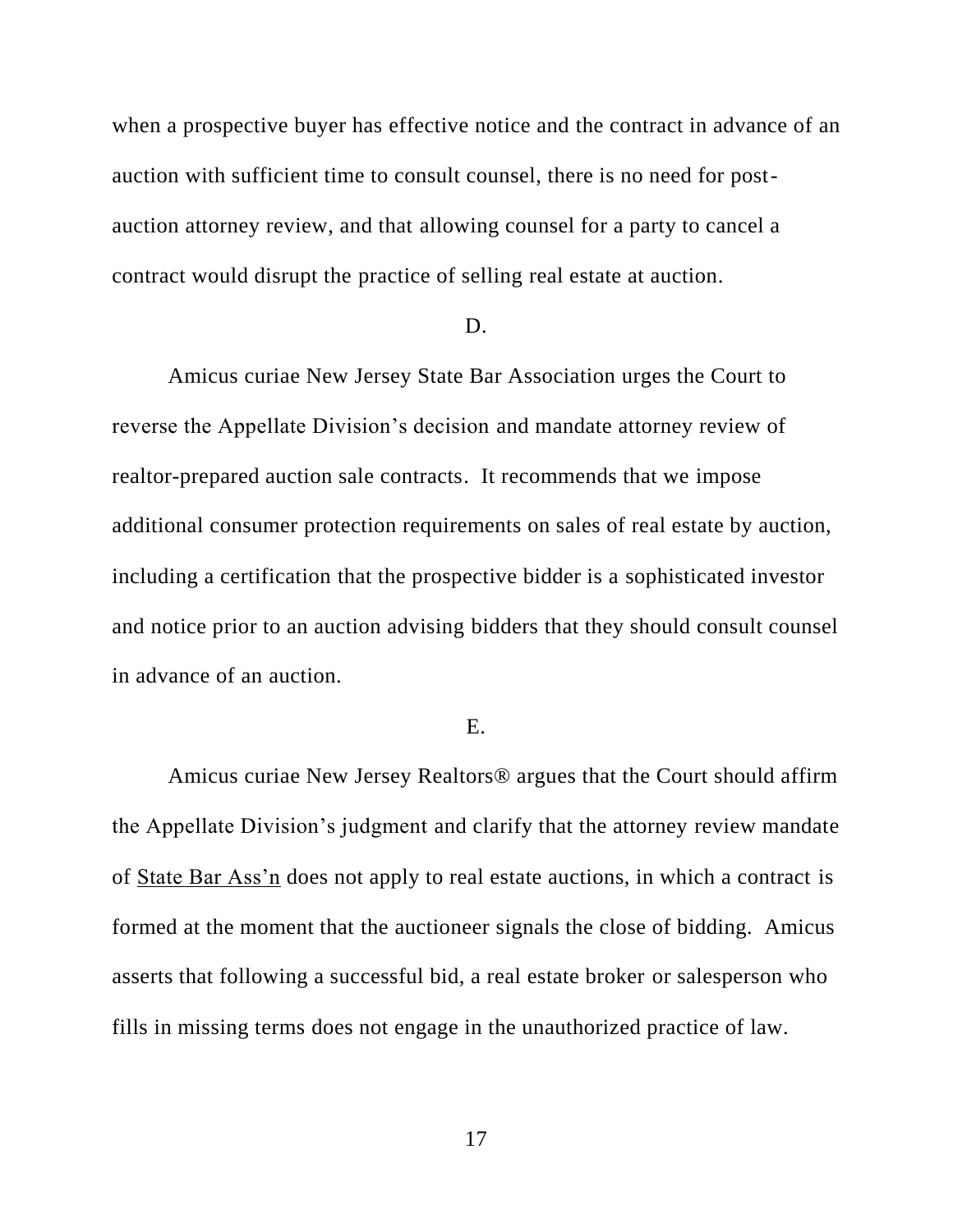when a prospective buyer has effective notice and the contract in advance of an auction with sufficient time to consult counsel, there is no need for post-auction attorney review, and that allowing counsel for a party to cancel a contract would disrupt the practice of selling real estate at auction.

D.

Amicus curiae New Jersey State Bar Association urges the Court to reverse the Appellate Division's decision and mandate attorney review of realtor-prepared auction sale contracts. It recommends that we impose additional consumer protection requirements on sales of real estate by auction, including a certification that the prospective bidder is a sophisticated investor and notice prior to an auction advising bidders that they should consult counsel in advance of an auction.

E.

Amicus curiae New Jersey Realtors® argues that the Court should affirm the Appellate Division's judgment and clarify that the attorney review mandate of State Bar Ass'n does not apply to real estate auctions, in which a contract is formed at the moment that the auctioneer signals the close of bidding. Amicus asserts that following a successful bid, a real estate broker or salesperson who fills in missing terms does not engage in the unauthorized practice of law.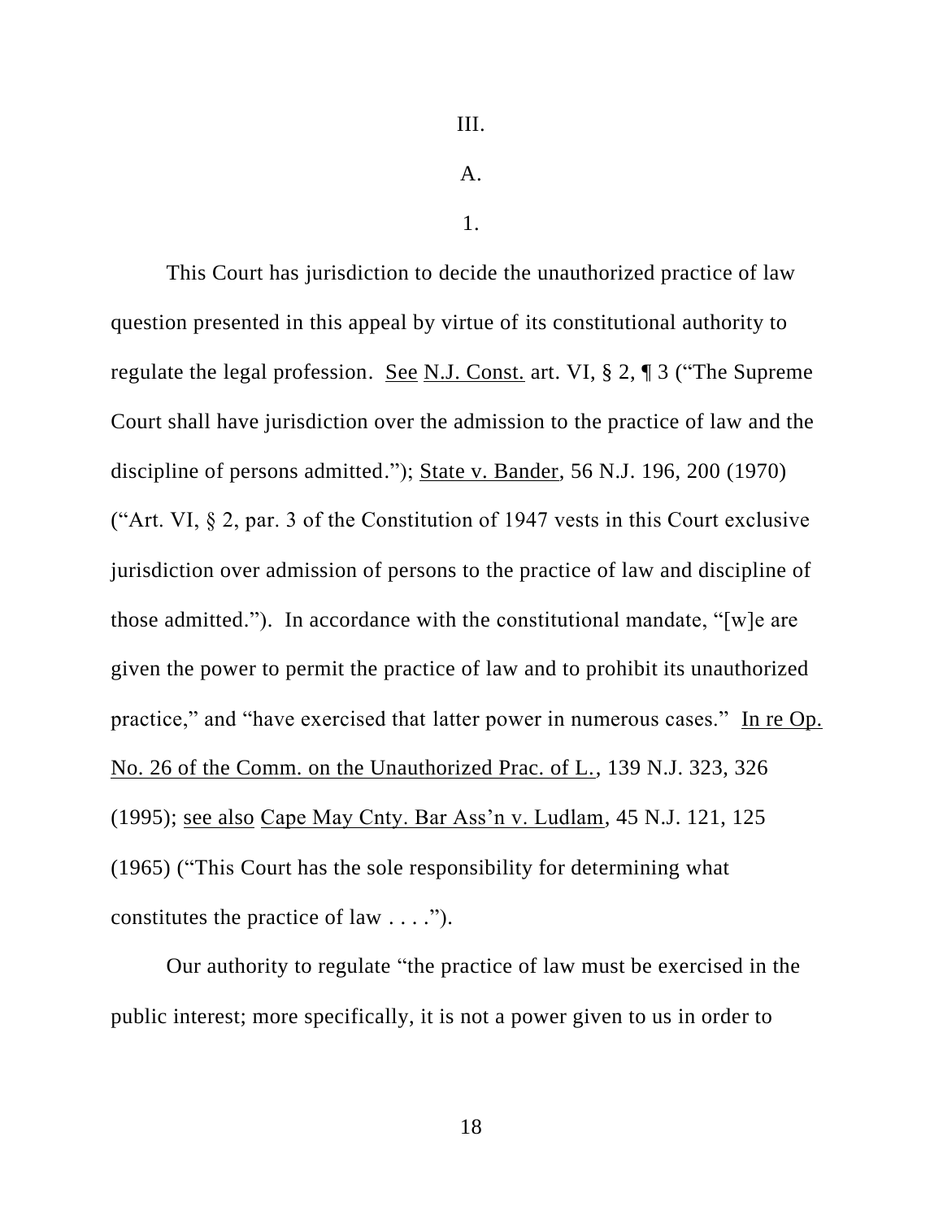III.

A.

1.

This Court has jurisdiction to decide the unauthorized practice of law question presented in this appeal by virtue of its constitutional authority to regulate the legal profession. See N.J. Const. art. VI, § 2, ¶ 3 ("The Supreme Court shall have jurisdiction over the admission to the practice of law and the discipline of persons admitted."); State v. Bander, 56 N.J. 196, 200 (1970) ("Art. VI, § 2, par. 3 of the Constitution of 1947 vests in this Court exclusive jurisdiction over admission of persons to the practice of law and discipline of those admitted."). In accordance with the constitutional mandate, "[w]e are given the power to permit the practice of law and to prohibit its unauthorized practice," and "have exercised that latter power in numerous cases." In re Op. No. 26 of the Comm. on the Unauthorized Prac. of L., 139 N.J. 323, 326 (1995); see also Cape May Cnty. Bar Ass'n v. Ludlam, 45 N.J. 121, 125 (1965) ("This Court has the sole responsibility for determining what constitutes the practice of law . . . .").

Our authority to regulate "the practice of law must be exercised in the public interest; more specifically, it is not a power given to us in order to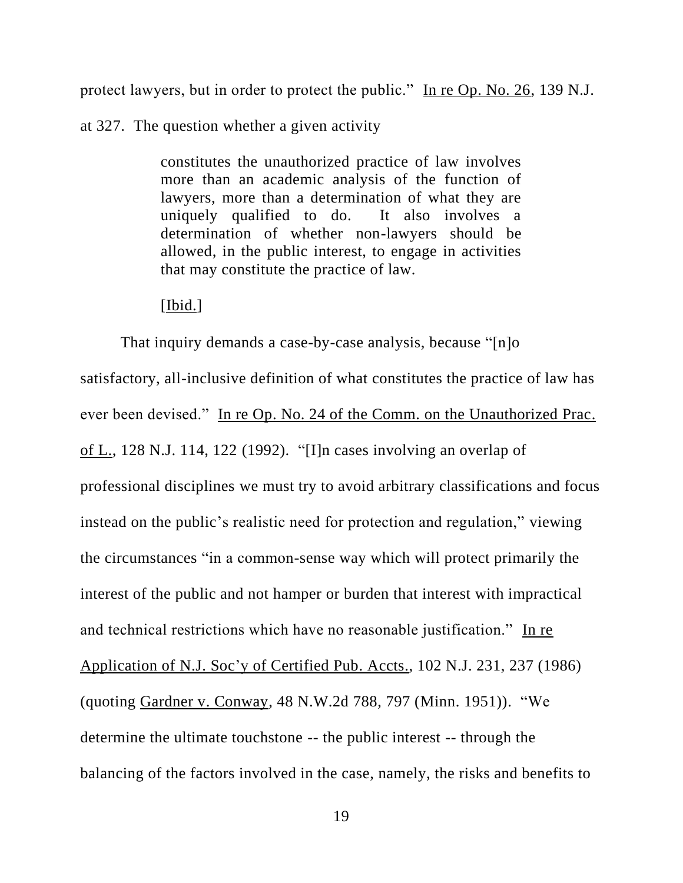protect lawyers, but in order to protect the public." In re Op. No. 26, 139 N.J. at 327. The question whether a given activity

> constitutes the unauthorized practice of law involves more than an academic analysis of the function of lawyers, more than a determination of what they are uniquely qualified to do. It also involves a determination of whether non-lawyers should be allowed, in the public interest, to engage in activities that may constitute the practice of law.
>
> [Ibid.]

That inquiry demands a case-by-case analysis, because "[n]o satisfactory, all-inclusive definition of what constitutes the practice of law has ever been devised." In re Op. No. 24 of the Comm. on the Unauthorized Prac. of L., 128 N.J. 114, 122 (1992). "[I]n cases involving an overlap of professional disciplines we must try to avoid arbitrary classifications and focus instead on the public's realistic need for protection and regulation," viewing the circumstances "in a common-sense way which will protect primarily the interest of the public and not hamper or burden that interest with impractical and technical restrictions which have no reasonable justification." In re Application of N.J. Soc'y of Certified Pub. Accts., 102 N.J. 231, 237 (1986) (quoting Gardner v. Conway, 48 N.W.2d 788, 797 (Minn. 1951)). "We determine the ultimate touchstone -- the public interest -- through the balancing of the factors involved in the case, namely, the risks and benefits to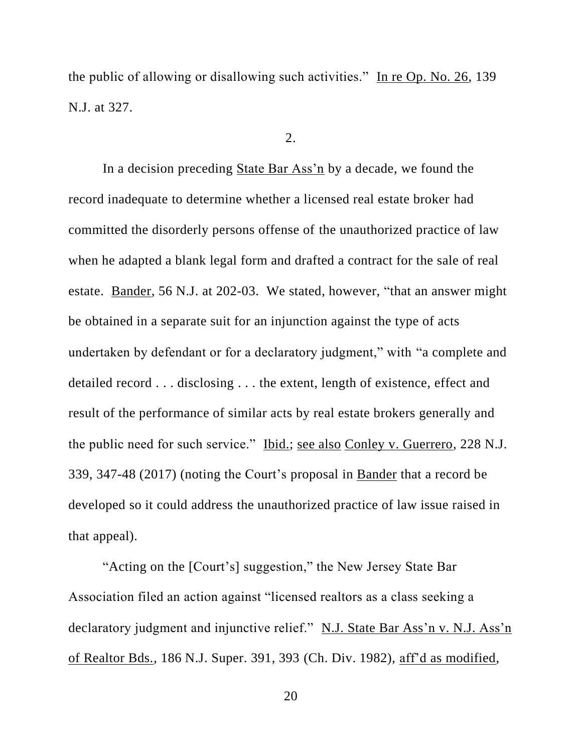the public of allowing or disallowing such activities." In re Op. No. 26, 139 N.J. at 327.

2.

In a decision preceding State Bar Ass'n by a decade, we found the record inadequate to determine whether a licensed real estate broker had committed the disorderly persons offense of the unauthorized practice of law when he adapted a blank legal form and drafted a contract for the sale of real estate. Bander, 56 N.J. at 202-03. We stated, however, "that an answer might be obtained in a separate suit for an injunction against the type of acts undertaken by defendant or for a declaratory judgment," with "a complete and detailed record . . . disclosing . . . the extent, length of existence, effect and result of the performance of similar acts by real estate brokers generally and the public need for such service." Ibid.; see also Conley v. Guerrero, 228 N.J. 339, 347-48 (2017) (noting the Court's proposal in Bander that a record be developed so it could address the unauthorized practice of law issue raised in that appeal).

"Acting on the [Court's] suggestion," the New Jersey State Bar Association filed an action against "licensed realtors as a class seeking a declaratory judgment and injunctive relief." N.J. State Bar Ass'n v. N.J. Ass'n of Realtor Bds., 186 N.J. Super. 391, 393 (Ch. Div. 1982), aff'd as modified,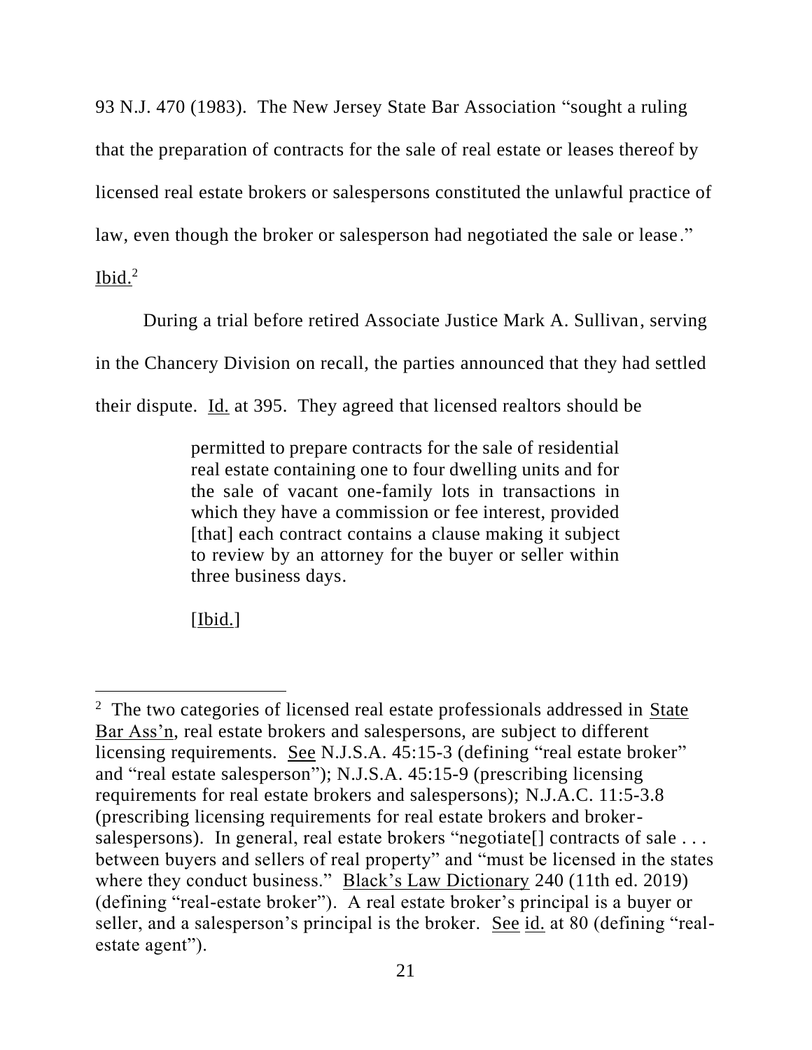93 N.J. 470 (1983). The New Jersey State Bar Association "sought a ruling that the preparation of contracts for the sale of real estate or leases thereof by licensed real estate brokers or salespersons constituted the unlawful practice of law, even though the broker or salesperson had negotiated the sale or lease." Ibid.[2]

During a trial before retired Associate Justice Mark A. Sullivan, serving in the Chancery Division on recall, the parties announced that they had settled their dispute. Id. at 395. They agreed that licensed realtors should be

> permitted to prepare contracts for the sale of residential real estate containing one to four dwelling units and for the sale of vacant one-family lots in transactions in which they have a commission or fee interest, provided [that] each contract contains a clause making it subject to review by an attorney for the buyer or seller within three business days.
>
> [Ibid.]

---

[2] The two categories of licensed real estate professionals addressed in State Bar Ass'n, real estate brokers and salespersons, are subject to different licensing requirements. See N.J.S.A. 45:15-3 (defining "real estate broker" and "real estate salesperson"); N.J.S.A. 45:15-9 (prescribing licensing requirements for real estate brokers and salespersons); N.J.A.C. 11:5-3.8 (prescribing licensing requirements for real estate brokers and broker-salespersons). In general, real estate brokers "negotiate[] contracts of sale . . . between buyers and sellers of real property" and "must be licensed in the states where they conduct business." Black's Law Dictionary 240 (11th ed. 2019) (defining "real-estate broker"). A real estate broker's principal is a buyer or seller, and a salesperson's principal is the broker. See id. at 80 (defining "real-estate agent").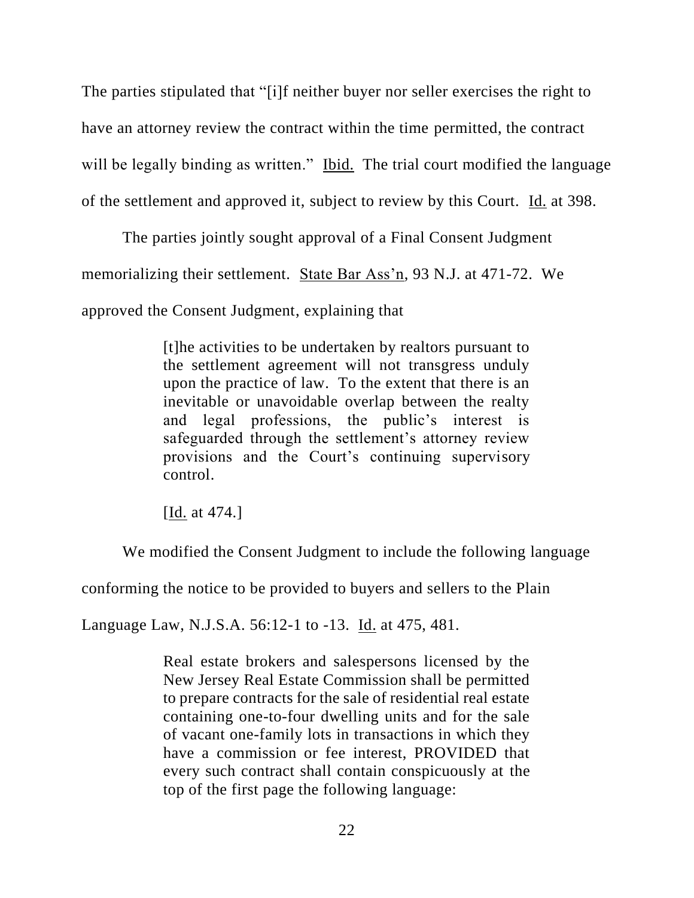The parties stipulated that "[i]f neither buyer nor seller exercises the right to have an attorney review the contract within the time permitted, the contract will be legally binding as written." Ibid. The trial court modified the language of the settlement and approved it, subject to review by this Court. Id. at 398.

The parties jointly sought approval of a Final Consent Judgment memorializing their settlement. State Bar Ass'n, 93 N.J. at 471-72. We approved the Consent Judgment, explaining that

> [t]he activities to be undertaken by realtors pursuant to the settlement agreement will not transgress unduly upon the practice of law. To the extent that there is an inevitable or unavoidable overlap between the realty and legal professions, the public's interest is safeguarded through the settlement's attorney review provisions and the Court's continuing supervisory control.
>
> [Id. at 474.]

We modified the Consent Judgment to include the following language conforming the notice to be provided to buyers and sellers to the Plain Language Law, N.J.S.A. 56:12-1 to -13. Id. at 475, 481.

> Real estate brokers and salespersons licensed by the New Jersey Real Estate Commission shall be permitted to prepare contracts for the sale of residential real estate containing one-to-four dwelling units and for the sale of vacant one-family lots in transactions in which they have a commission or fee interest, PROVIDED that every such contract shall contain conspicuously at the top of the first page the following language: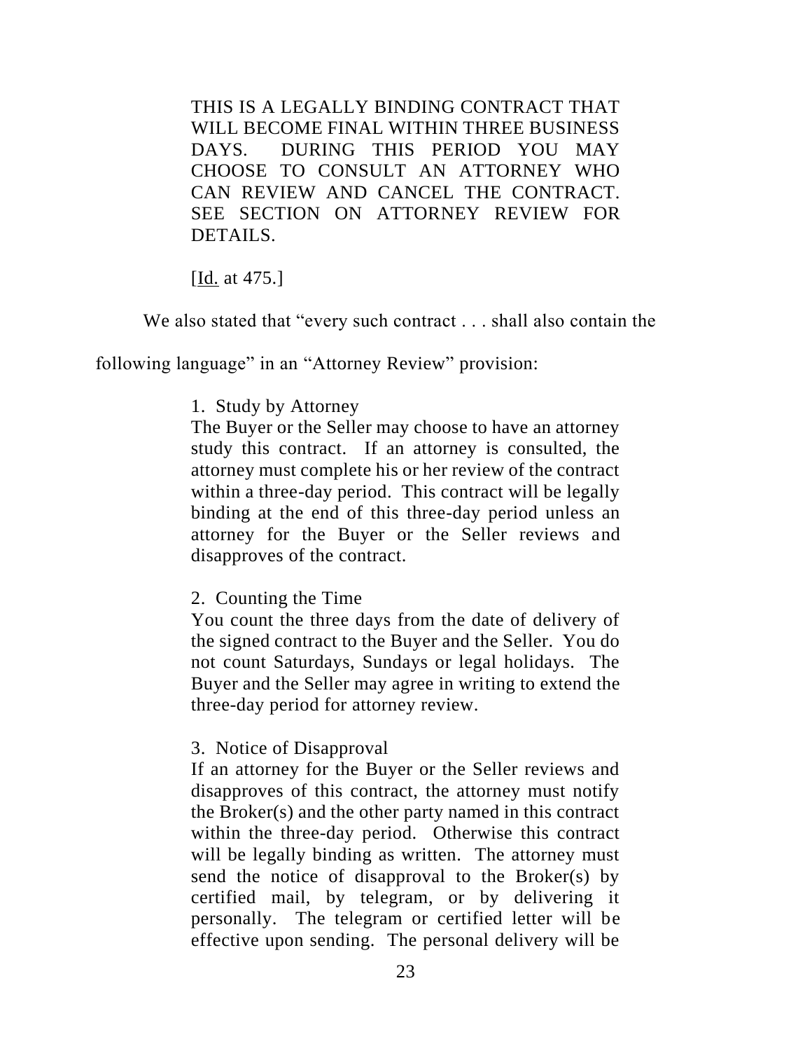> THIS IS A LEGALLY BINDING CONTRACT THAT WILL BECOME FINAL WITHIN THREE BUSINESS DAYS. DURING THIS PERIOD YOU MAY CHOOSE TO CONSULT AN ATTORNEY WHO CAN REVIEW AND CANCEL THE CONTRACT. SEE SECTION ON ATTORNEY REVIEW FOR DETAILS.
>
> [Id. at 475.]

We also stated that "every such contract . . . shall also contain the following language" in an "Attorney Review" provision:

> 1. Study by Attorney
> The Buyer or the Seller may choose to have an attorney study this contract. If an attorney is consulted, the attorney must complete his or her review of the contract within a three-day period. This contract will be legally binding at the end of this three-day period unless an attorney for the Buyer or the Seller reviews and disapproves of the contract.
>
> 2. Counting the Time
> You count the three days from the date of delivery of the signed contract to the Buyer and the Seller. You do not count Saturdays, Sundays or legal holidays. The Buyer and the Seller may agree in writing to extend the three-day period for attorney review.
>
> 3. Notice of Disapproval
> If an attorney for the Buyer or the Seller reviews and disapproves of this contract, the attorney must notify the Broker(s) and the other party named in this contract within the three-day period. Otherwise this contract will be legally binding as written. The attorney must send the notice of disapproval to the Broker(s) by certified mail, by telegram, or by delivering it personally. The telegram or certified letter will be effective upon sending. The personal delivery will be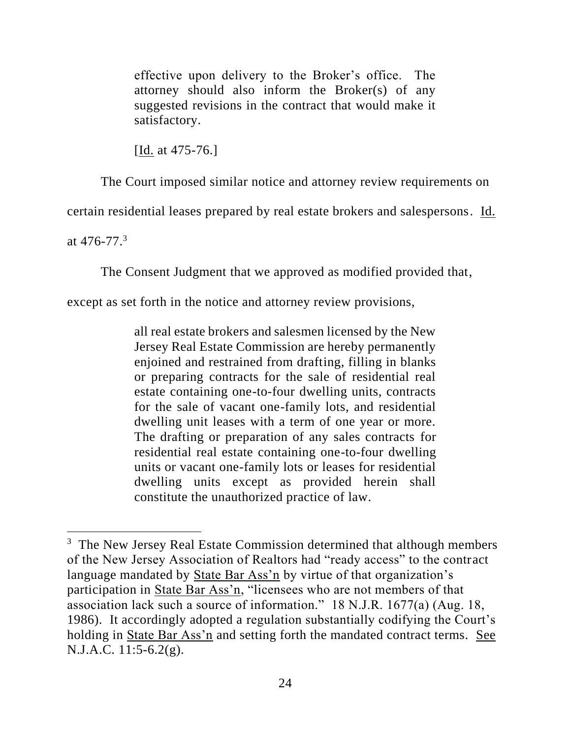> effective upon delivery to the Broker's office. The attorney should also inform the Broker(s) of any suggested revisions in the contract that would make it satisfactory.
>
> [Id. at 475-76.]

The Court imposed similar notice and attorney review requirements on certain residential leases prepared by real estate brokers and salespersons. Id. at 476-77.[3]

The Consent Judgment that we approved as modified provided that, except as set forth in the notice and attorney review provisions,

> all real estate brokers and salesmen licensed by the New Jersey Real Estate Commission are hereby permanently enjoined and restrained from drafting, filling in blanks or preparing contracts for the sale of residential real estate containing one-to-four dwelling units, contracts for the sale of vacant one-family lots, and residential dwelling unit leases with a term of one year or more. The drafting or preparation of any sales contracts for residential real estate containing one-to-four dwelling units or vacant one-family lots or leases for residential dwelling units except as provided herein shall constitute the unauthorized practice of law.

---

[3] The New Jersey Real Estate Commission determined that although members of the New Jersey Association of Realtors had "ready access" to the contract language mandated by State Bar Ass'n by virtue of that organization's participation in State Bar Ass'n, "licensees who are not members of that association lack such a source of information." 18 N.J.R. 1677(a) (Aug. 18, 1986). It accordingly adopted a regulation substantially codifying the Court's holding in State Bar Ass'n and setting forth the mandated contract terms. See N.J.A.C. 11:5-6.2(g).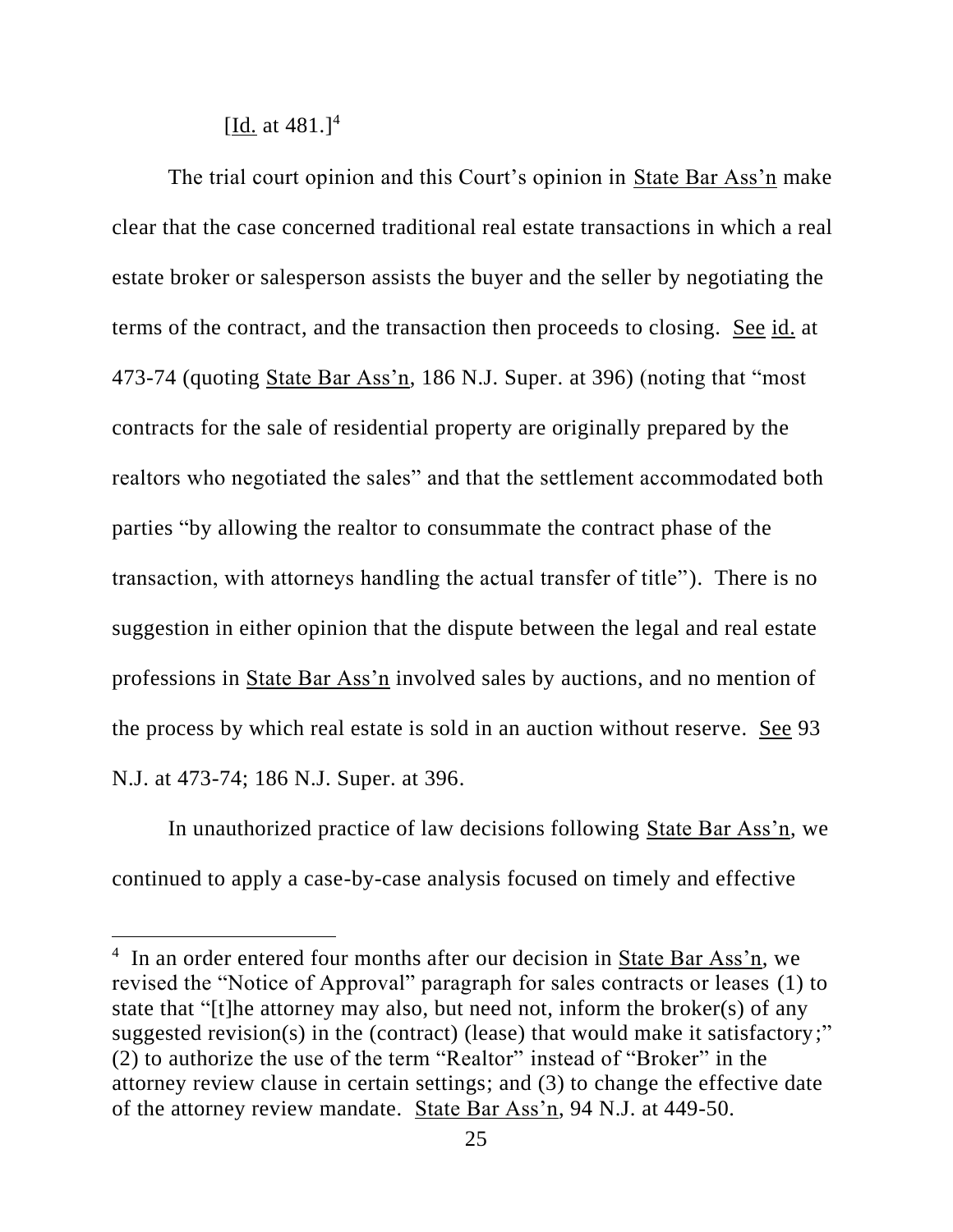[Id. at 481.][4]

The trial court opinion and this Court's opinion in State Bar Ass'n make clear that the case concerned traditional real estate transactions in which a real estate broker or salesperson assists the buyer and the seller by negotiating the terms of the contract, and the transaction then proceeds to closing. See id. at 473-74 (quoting State Bar Ass'n, 186 N.J. Super. at 396) (noting that "most contracts for the sale of residential property are originally prepared by the realtors who negotiated the sales" and that the settlement accommodated both parties "by allowing the realtor to consummate the contract phase of the transaction, with attorneys handling the actual transfer of title"). There is no suggestion in either opinion that the dispute between the legal and real estate professions in State Bar Ass'n involved sales by auctions, and no mention of the process by which real estate is sold in an auction without reserve. See 93 N.J. at 473-74; 186 N.J. Super. at 396.

In unauthorized practice of law decisions following State Bar Ass'n, we continued to apply a case-by-case analysis focused on timely and effective

---

[4] In an order entered four months after our decision in State Bar Ass'n, we revised the "Notice of Approval" paragraph for sales contracts or leases (1) to state that "[t]he attorney may also, but need not, inform the broker(s) of any suggested revision(s) in the (contract) (lease) that would make it satisfactory;" (2) to authorize the use of the term "Realtor" instead of "Broker" in the attorney review clause in certain settings; and (3) to change the effective date of the attorney review mandate. State Bar Ass'n, 94 N.J. at 449-50.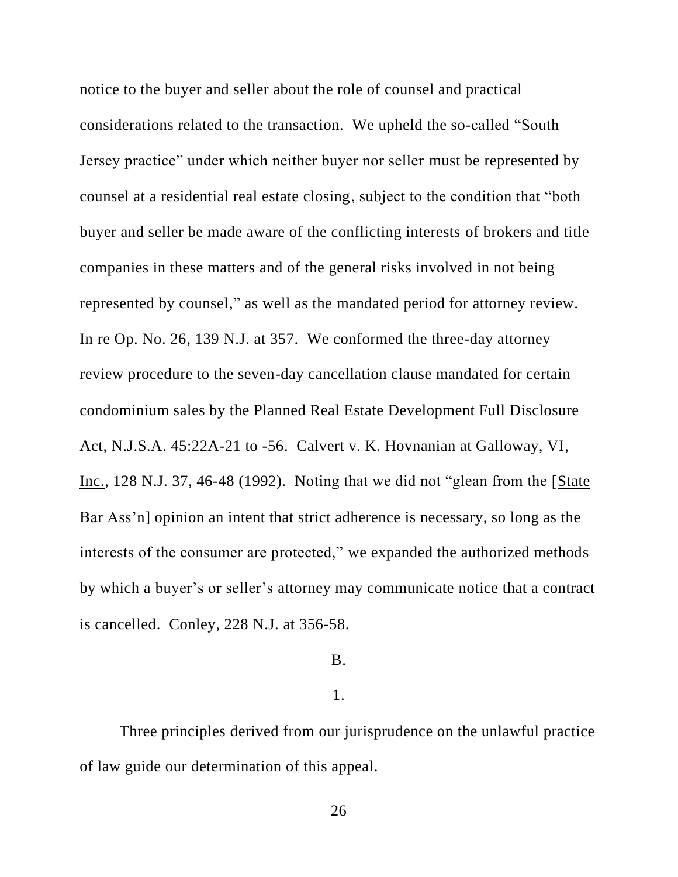notice to the buyer and seller about the role of counsel and practical considerations related to the transaction. We upheld the so-called "South Jersey practice" under which neither buyer nor seller must be represented by counsel at a residential real estate closing, subject to the condition that "both buyer and seller be made aware of the conflicting interests of brokers and title companies in these matters and of the general risks involved in not being represented by counsel," as well as the mandated period for attorney review. In re Op. No. 26, 139 N.J. at 357. We conformed the three-day attorney review procedure to the seven-day cancellation clause mandated for certain condominium sales by the Planned Real Estate Development Full Disclosure Act, N.J.S.A. 45:22A-21 to -56. Calvert v. K. Hovnanian at Galloway, VI, Inc., 128 N.J. 37, 46-48 (1992). Noting that we did not "glean from the [State Bar Ass'n] opinion an intent that strict adherence is necessary, so long as the interests of the consumer are protected," we expanded the authorized methods by which a buyer's or seller's attorney may communicate notice that a contract is cancelled. Conley, 228 N.J. at 356-58.

B.

1.

Three principles derived from our jurisprudence on the unlawful practice of law guide our determination of this appeal.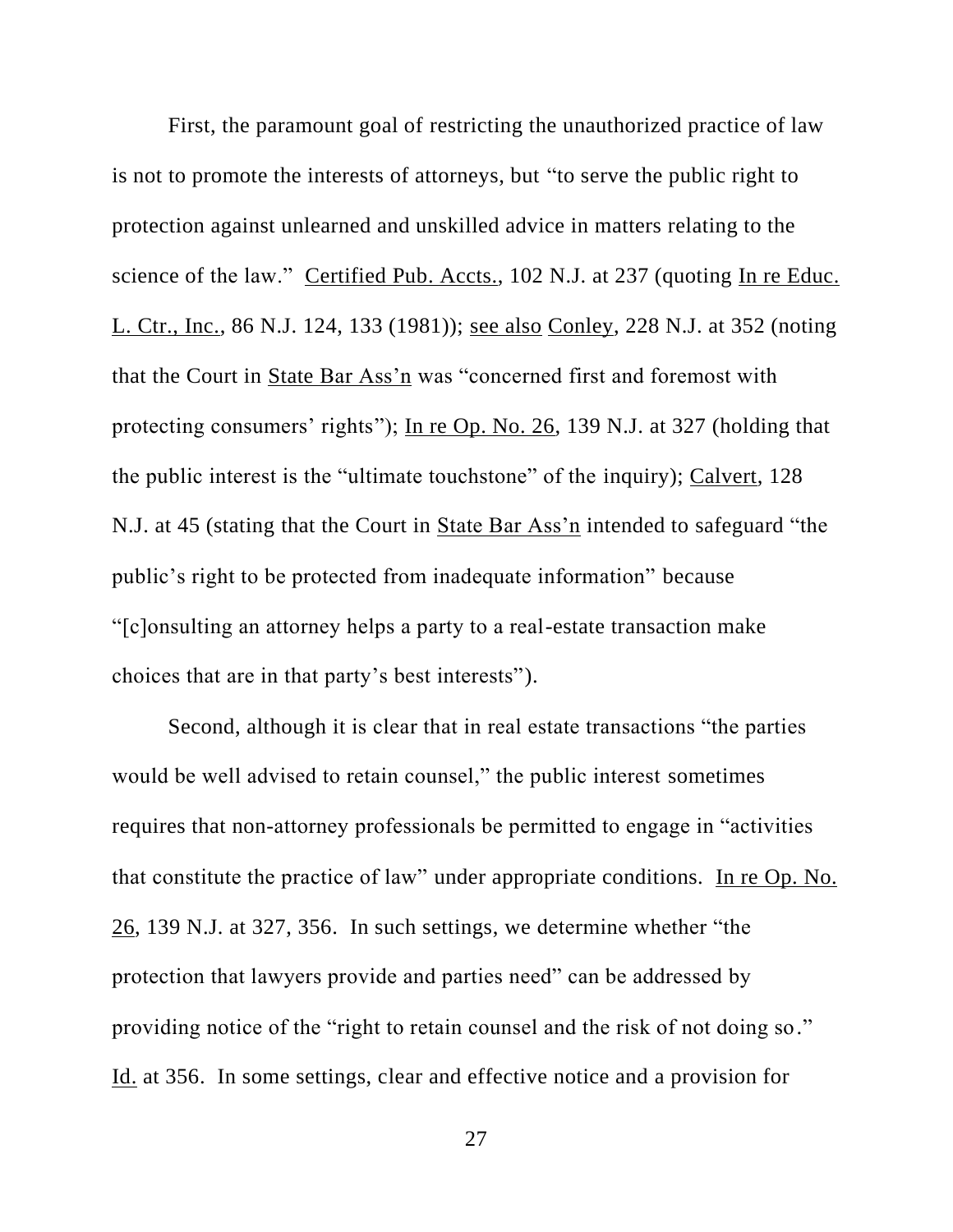First, the paramount goal of restricting the unauthorized practice of law is not to promote the interests of attorneys, but "to serve the public right to protection against unlearned and unskilled advice in matters relating to the science of the law." Certified Pub. Accts., 102 N.J. at 237 (quoting In re Educ. L. Ctr., Inc., 86 N.J. 124, 133 (1981)); see also Conley, 228 N.J. at 352 (noting that the Court in State Bar Ass'n was "concerned first and foremost with protecting consumers' rights"); In re Op. No. 26, 139 N.J. at 327 (holding that the public interest is the "ultimate touchstone" of the inquiry); Calvert, 128 N.J. at 45 (stating that the Court in State Bar Ass'n intended to safeguard "the public's right to be protected from inadequate information" because "[c]onsulting an attorney helps a party to a real-estate transaction make choices that are in that party's best interests").

Second, although it is clear that in real estate transactions "the parties would be well advised to retain counsel," the public interest sometimes requires that non-attorney professionals be permitted to engage in "activities that constitute the practice of law" under appropriate conditions. In re Op. No. 26, 139 N.J. at 327, 356. In such settings, we determine whether "the protection that lawyers provide and parties need" can be addressed by providing notice of the "right to retain counsel and the risk of not doing so." Id. at 356. In some settings, clear and effective notice and a provision for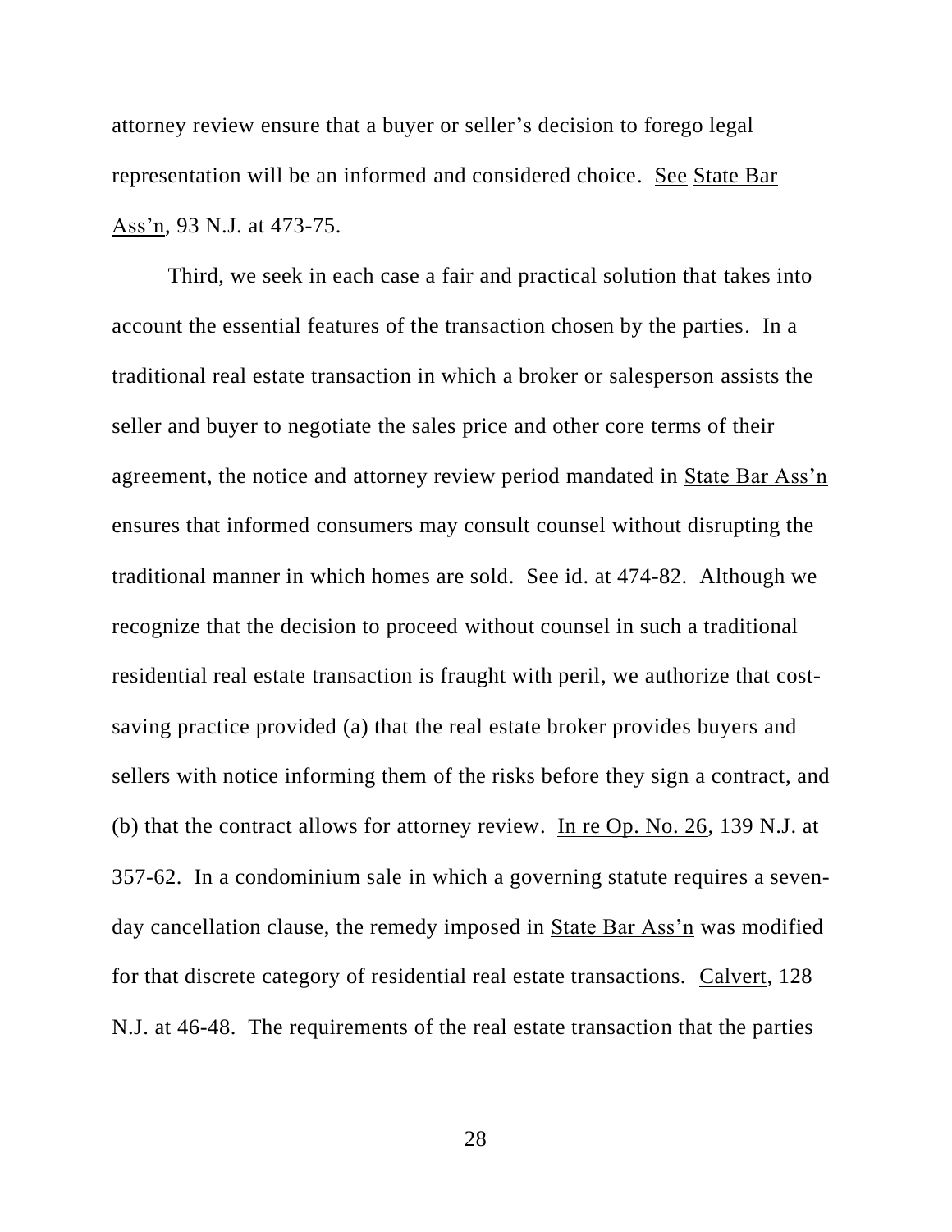attorney review ensure that a buyer or seller's decision to forego legal representation will be an informed and considered choice. See State Bar Ass'n, 93 N.J. at 473-75.

Third, we seek in each case a fair and practical solution that takes into account the essential features of the transaction chosen by the parties. In a traditional real estate transaction in which a broker or salesperson assists the seller and buyer to negotiate the sales price and other core terms of their agreement, the notice and attorney review period mandated in State Bar Ass'n ensures that informed consumers may consult counsel without disrupting the traditional manner in which homes are sold. See id. at 474-82. Although we recognize that the decision to proceed without counsel in such a traditional residential real estate transaction is fraught with peril, we authorize that cost-saving practice provided (a) that the real estate broker provides buyers and sellers with notice informing them of the risks before they sign a contract, and (b) that the contract allows for attorney review. In re Op. No. 26, 139 N.J. at 357-62. In a condominium sale in which a governing statute requires a seven-day cancellation clause, the remedy imposed in State Bar Ass'n was modified for that discrete category of residential real estate transactions. Calvert, 128 N.J. at 46-48. The requirements of the real estate transaction that the parties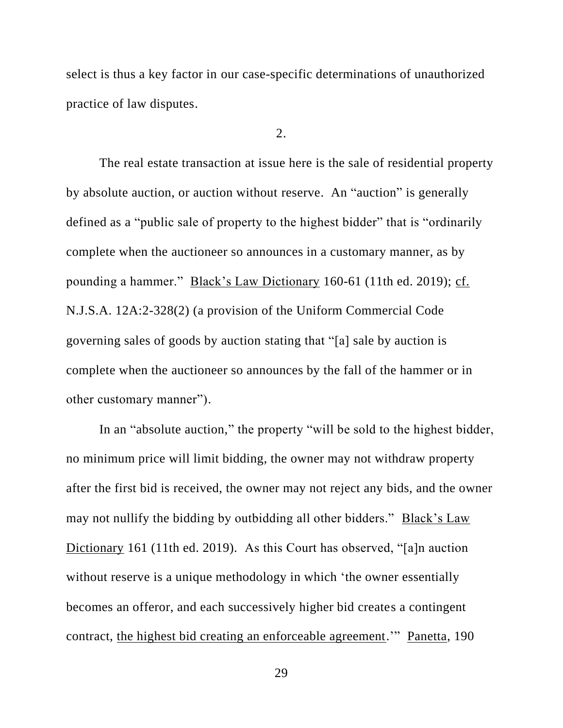select is thus a key factor in our case-specific determinations of unauthorized practice of law disputes.

2.

The real estate transaction at issue here is the sale of residential property by absolute auction, or auction without reserve. An "auction" is generally defined as a "public sale of property to the highest bidder" that is "ordinarily complete when the auctioneer so announces in a customary manner, as by pounding a hammer." Black's Law Dictionary 160-61 (11th ed. 2019); cf. N.J.S.A. 12A:2-328(2) (a provision of the Uniform Commercial Code governing sales of goods by auction stating that "[a] sale by auction is complete when the auctioneer so announces by the fall of the hammer or in other customary manner").

In an "absolute auction," the property "will be sold to the highest bidder, no minimum price will limit bidding, the owner may not withdraw property after the first bid is received, the owner may not reject any bids, and the owner may not nullify the bidding by outbidding all other bidders." Black's Law Dictionary 161 (11th ed. 2019). As this Court has observed, "[a]n auction without reserve is a unique methodology in which 'the owner essentially becomes an offeror, and each successively higher bid creates a contingent contract, the highest bid creating an enforceable agreement.'" Panetta, 190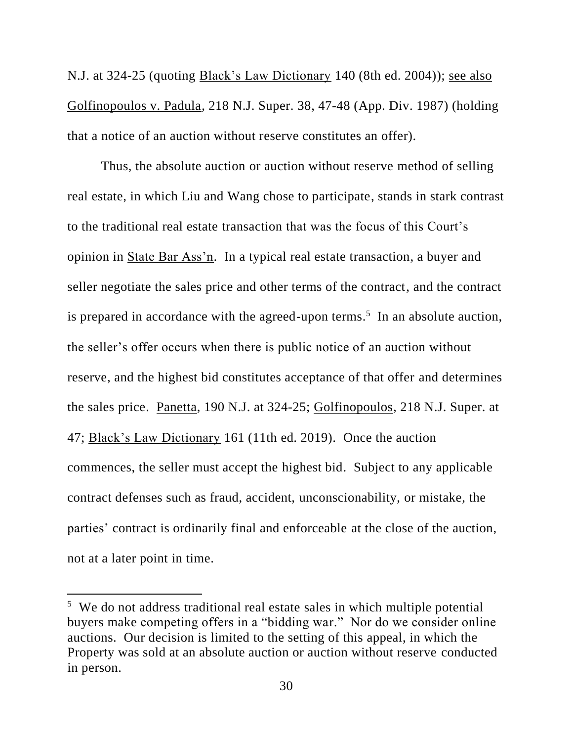N.J. at 324-25 (quoting Black's Law Dictionary 140 (8th ed. 2004)); see also Golfinopoulos v. Padula, 218 N.J. Super. 38, 47-48 (App. Div. 1987) (holding that a notice of an auction without reserve constitutes an offer).

Thus, the absolute auction or auction without reserve method of selling real estate, in which Liu and Wang chose to participate, stands in stark contrast to the traditional real estate transaction that was the focus of this Court's opinion in State Bar Ass'n. In a typical real estate transaction, a buyer and seller negotiate the sales price and other terms of the contract, and the contract is prepared in accordance with the agreed-upon terms.[5] In an absolute auction, the seller's offer occurs when there is public notice of an auction without reserve, and the highest bid constitutes acceptance of that offer and determines the sales price. Panetta, 190 N.J. at 324-25; Golfinopoulos, 218 N.J. Super. at 47; Black's Law Dictionary 161 (11th ed. 2019). Once the auction commences, the seller must accept the highest bid. Subject to any applicable contract defenses such as fraud, accident, unconscionability, or mistake, the parties' contract is ordinarily final and enforceable at the close of the auction, not at a later point in time.

---

[5] We do not address traditional real estate sales in which multiple potential buyers make competing offers in a "bidding war." Nor do we consider online auctions. Our decision is limited to the setting of this appeal, in which the Property was sold at an absolute auction or auction without reserve conducted in person.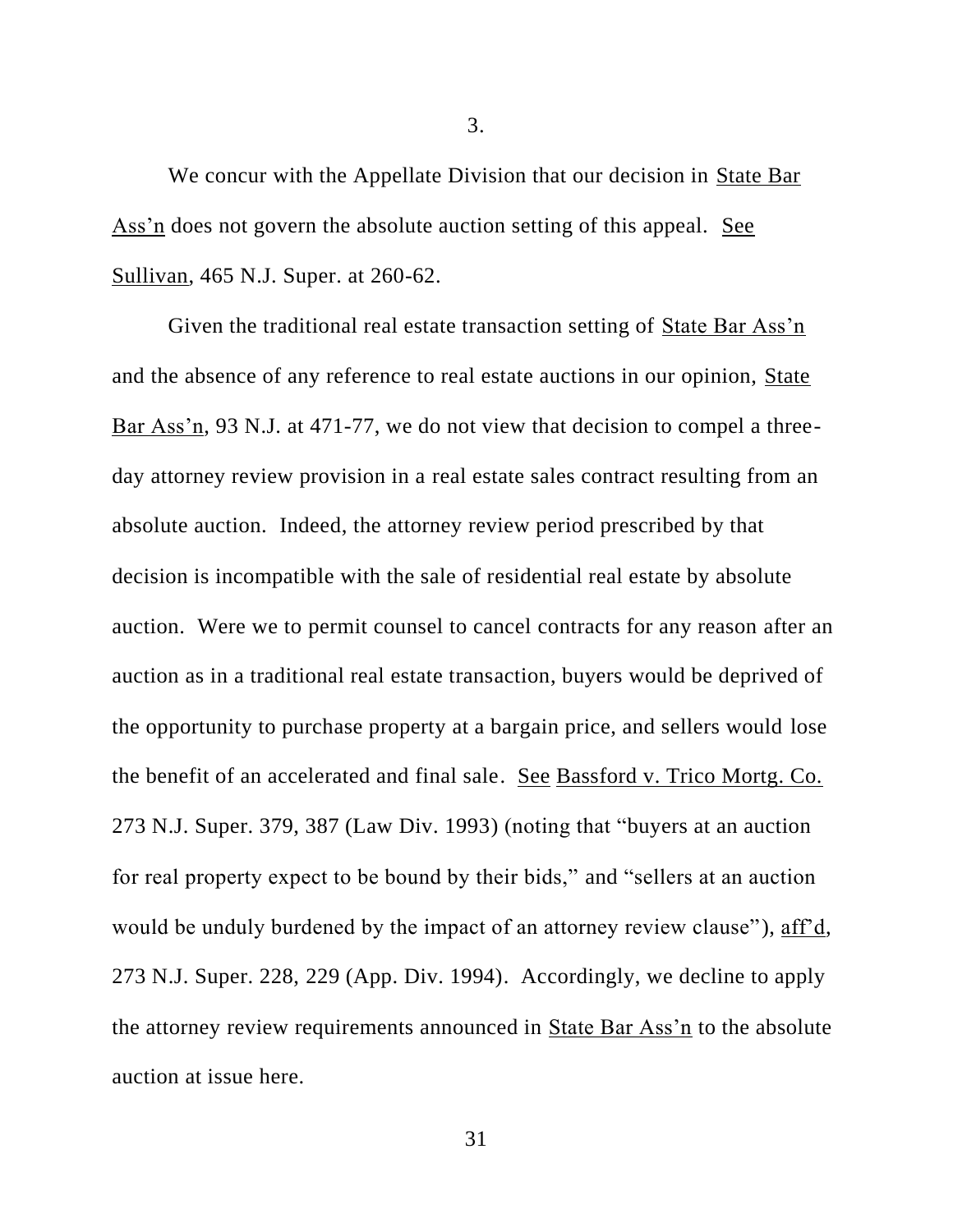3.

We concur with the Appellate Division that our decision in State Bar Ass'n does not govern the absolute auction setting of this appeal. See Sullivan, 465 N.J. Super. at 260-62.

Given the traditional real estate transaction setting of State Bar Ass'n and the absence of any reference to real estate auctions in our opinion, State Bar Ass'n, 93 N.J. at 471-77, we do not view that decision to compel a three-day attorney review provision in a real estate sales contract resulting from an absolute auction. Indeed, the attorney review period prescribed by that decision is incompatible with the sale of residential real estate by absolute auction. Were we to permit counsel to cancel contracts for any reason after an auction as in a traditional real estate transaction, buyers would be deprived of the opportunity to purchase property at a bargain price, and sellers would lose the benefit of an accelerated and final sale. See Bassford v. Trico Mortg. Co. 273 N.J. Super. 379, 387 (Law Div. 1993) (noting that "buyers at an auction for real property expect to be bound by their bids," and "sellers at an auction would be unduly burdened by the impact of an attorney review clause"), aff'd, 273 N.J. Super. 228, 229 (App. Div. 1994). Accordingly, we decline to apply the attorney review requirements announced in State Bar Ass'n to the absolute auction at issue here.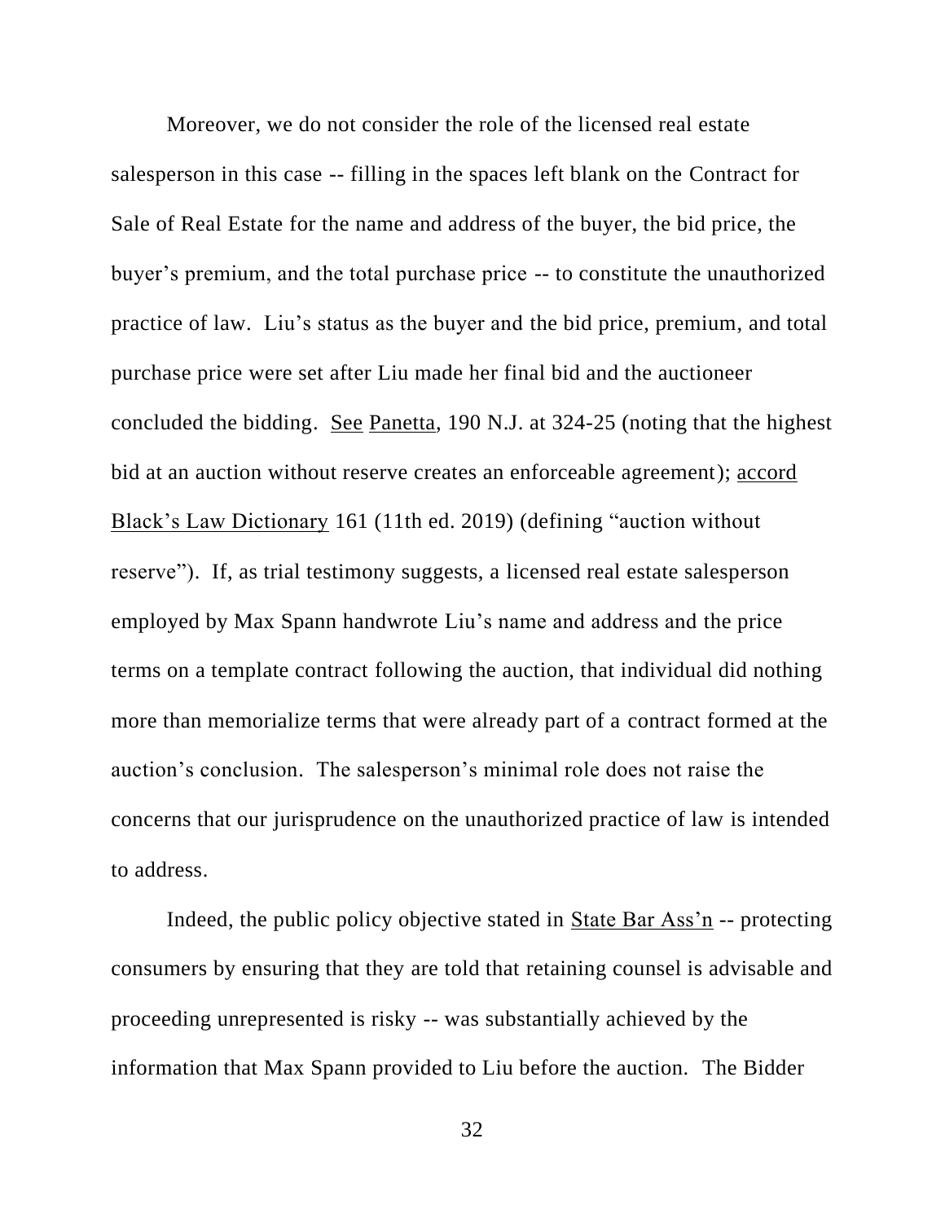Moreover, we do not consider the role of the licensed real estate salesperson in this case -- filling in the spaces left blank on the Contract for Sale of Real Estate for the name and address of the buyer, the bid price, the buyer's premium, and the total purchase price -- to constitute the unauthorized practice of law. Liu's status as the buyer and the bid price, premium, and total purchase price were set after Liu made her final bid and the auctioneer concluded the bidding. See Panetta, 190 N.J. at 324-25 (noting that the highest bid at an auction without reserve creates an enforceable agreement); accord Black's Law Dictionary 161 (11th ed. 2019) (defining "auction without reserve"). If, as trial testimony suggests, a licensed real estate salesperson employed by Max Spann handwrote Liu's name and address and the price terms on a template contract following the auction, that individual did nothing more than memorialize terms that were already part of a contract formed at the auction's conclusion. The salesperson's minimal role does not raise the concerns that our jurisprudence on the unauthorized practice of law is intended to address.

Indeed, the public policy objective stated in State Bar Ass'n -- protecting consumers by ensuring that they are told that retaining counsel is advisable and proceeding unrepresented is risky -- was substantially achieved by the information that Max Spann provided to Liu before the auction. The Bidder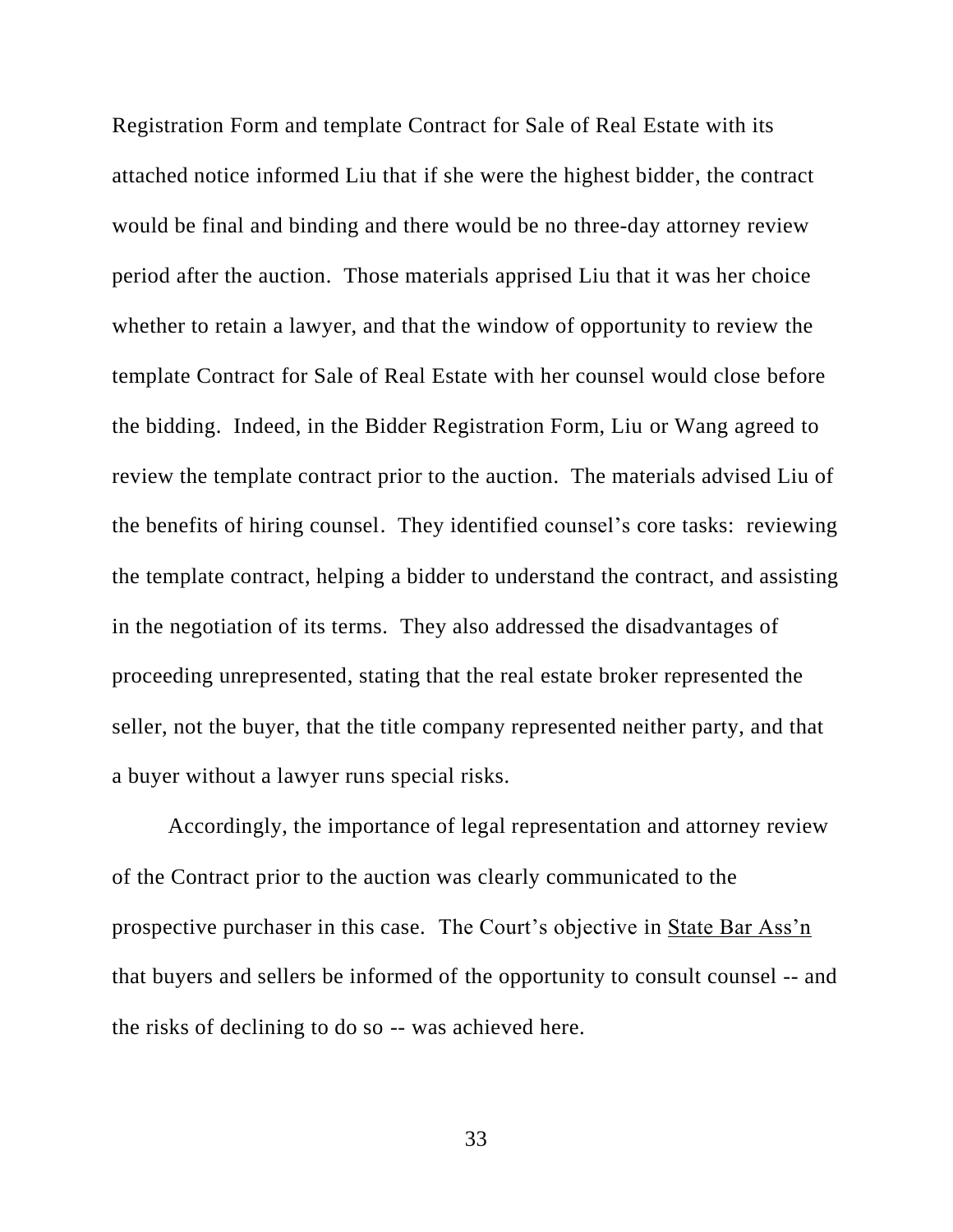Registration Form and template Contract for Sale of Real Estate with its attached notice informed Liu that if she were the highest bidder, the contract would be final and binding and there would be no three-day attorney review period after the auction. Those materials apprised Liu that it was her choice whether to retain a lawyer, and that the window of opportunity to review the template Contract for Sale of Real Estate with her counsel would close before the bidding. Indeed, in the Bidder Registration Form, Liu or Wang agreed to review the template contract prior to the auction. The materials advised Liu of the benefits of hiring counsel. They identified counsel's core tasks: reviewing the template contract, helping a bidder to understand the contract, and assisting in the negotiation of its terms. They also addressed the disadvantages of proceeding unrepresented, stating that the real estate broker represented the seller, not the buyer, that the title company represented neither party, and that a buyer without a lawyer runs special risks.

Accordingly, the importance of legal representation and attorney review of the Contract prior to the auction was clearly communicated to the prospective purchaser in this case. The Court's objective in <u>State Bar Ass'n</u> that buyers and sellers be informed of the opportunity to consult counsel -- and the risks of declining to do so -- was achieved here.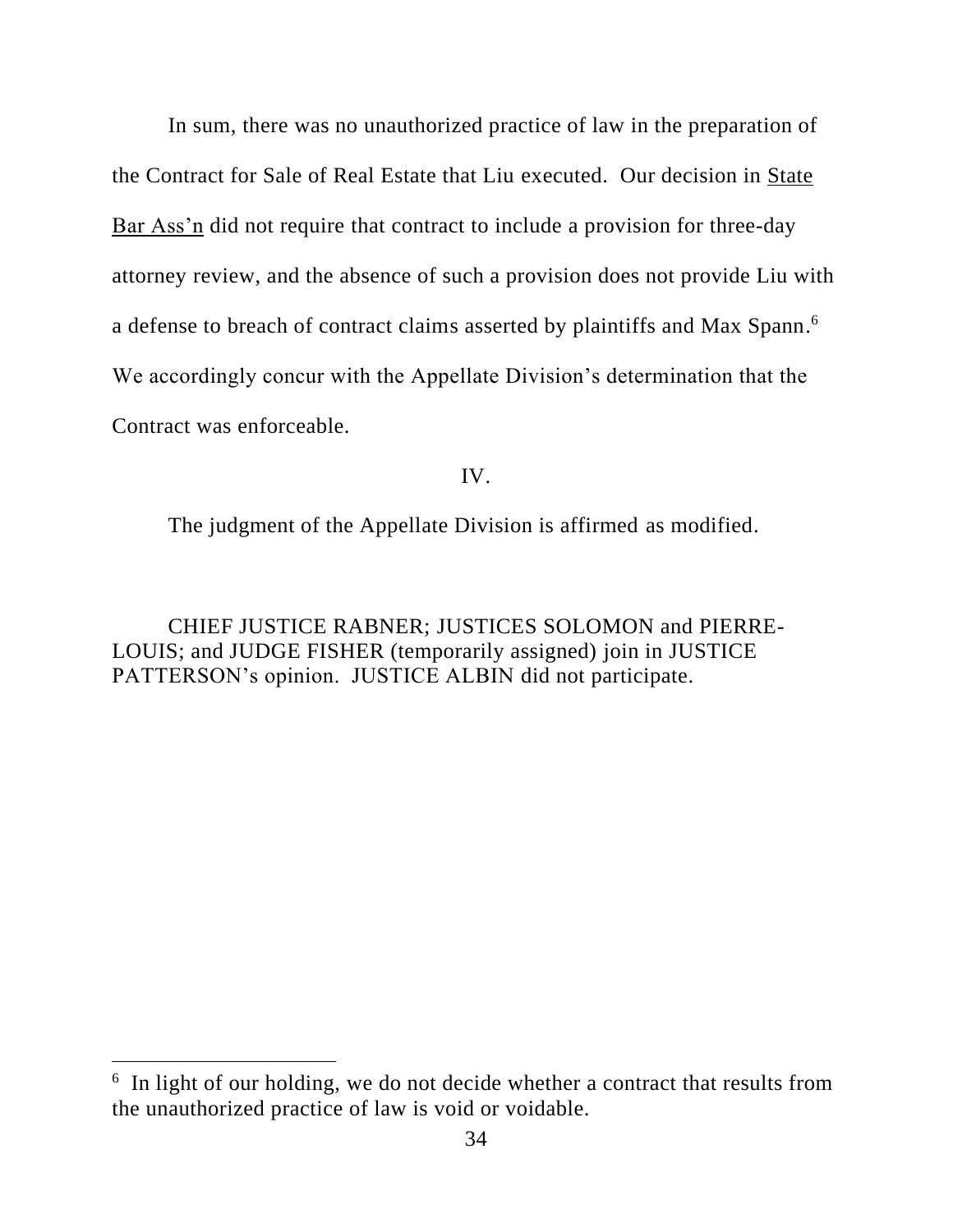In sum, there was no unauthorized practice of law in the preparation of the Contract for Sale of Real Estate that Liu executed. Our decision in State Bar Ass'n did not require that contract to include a provision for three-day attorney review, and the absence of such a provision does not provide Liu with a defense to breach of contract claims asserted by plaintiffs and Max Spann.[6] We accordingly concur with the Appellate Division's determination that the Contract was enforceable.

IV.

The judgment of the Appellate Division is affirmed as modified.

CHIEF JUSTICE RABNER; JUSTICES SOLOMON and PIERRE-LOUIS; and JUDGE FISHER (temporarily assigned) join in JUSTICE PATTERSON's opinion. JUSTICE ALBIN did not participate.

---

[6] In light of our holding, we do not decide whether a contract that results from the unauthorized practice of law is void or voidable.